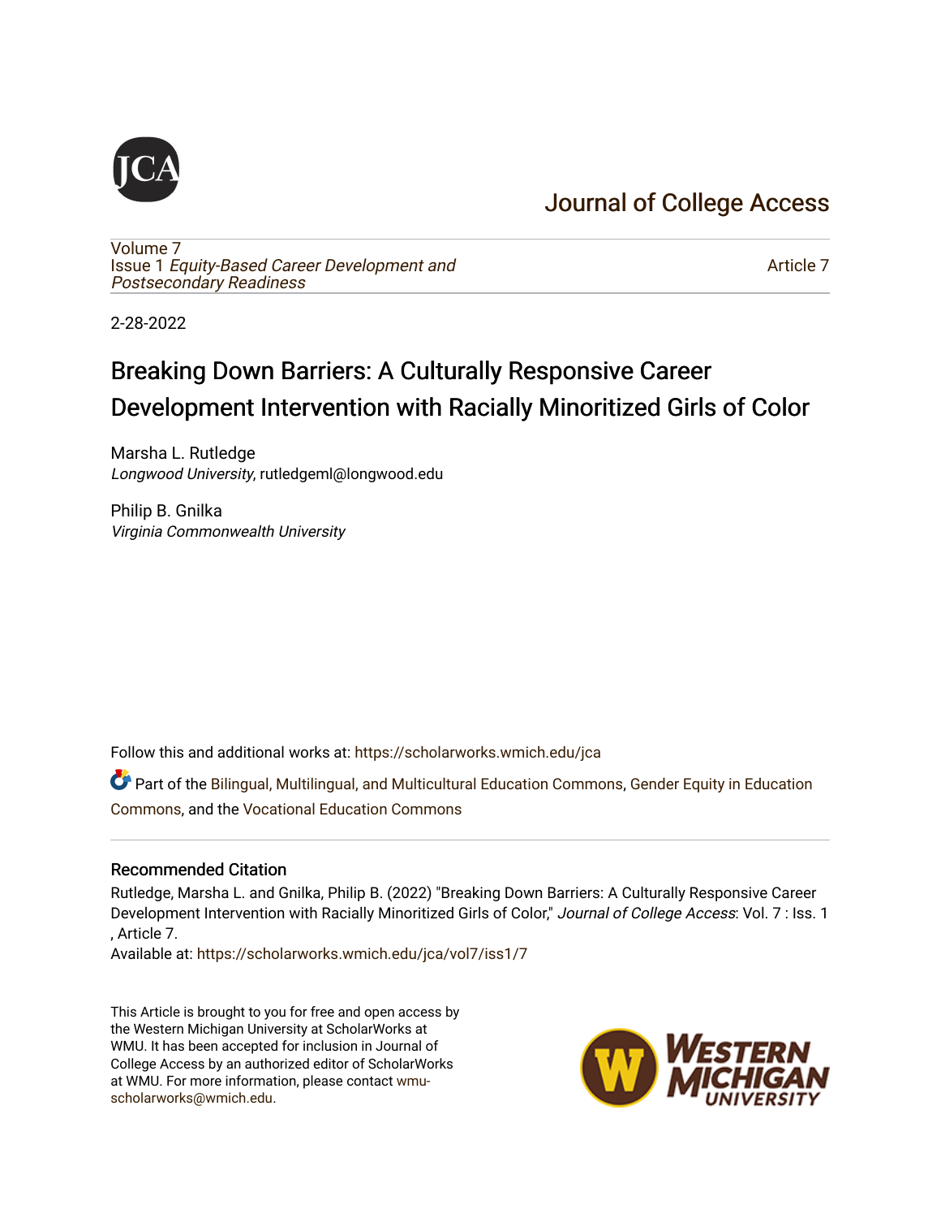# Journal of College Access

Volume 7
Issue 1 *Equity-Based Career Development and Postsecondary Readiness*

Article 7

2-28-2022

# Breaking Down Barriers: A Culturally Responsive Career Development Intervention with Racially Minoritized Girls of Color

Marsha L. Rutledge
*Longwood University*, rutledgeml@longwood.edu

Philip B. Gnilka
*Virginia Commonwealth University*

Follow this and additional works at: https://scholarworks.wmich.edu/jca

Part of the Bilingual, Multilingual, and Multicultural Education Commons, Gender Equity in Education Commons, and the Vocational Education Commons

## Recommended Citation

Rutledge, Marsha L. and Gnilka, Philip B. (2022) "Breaking Down Barriers: A Culturally Responsive Career Development Intervention with Racially Minoritized Girls of Color," *Journal of College Access*: Vol. 7 : Iss. 1 , Article 7.
Available at: https://scholarworks.wmich.edu/jca/vol7/iss1/7

This Article is brought to you for free and open access by the Western Michigan University at ScholarWorks at WMU. It has been accepted for inclusion in Journal of College Access by an authorized editor of ScholarWorks at WMU. For more information, please contact wmu-scholarworks@wmich.edu.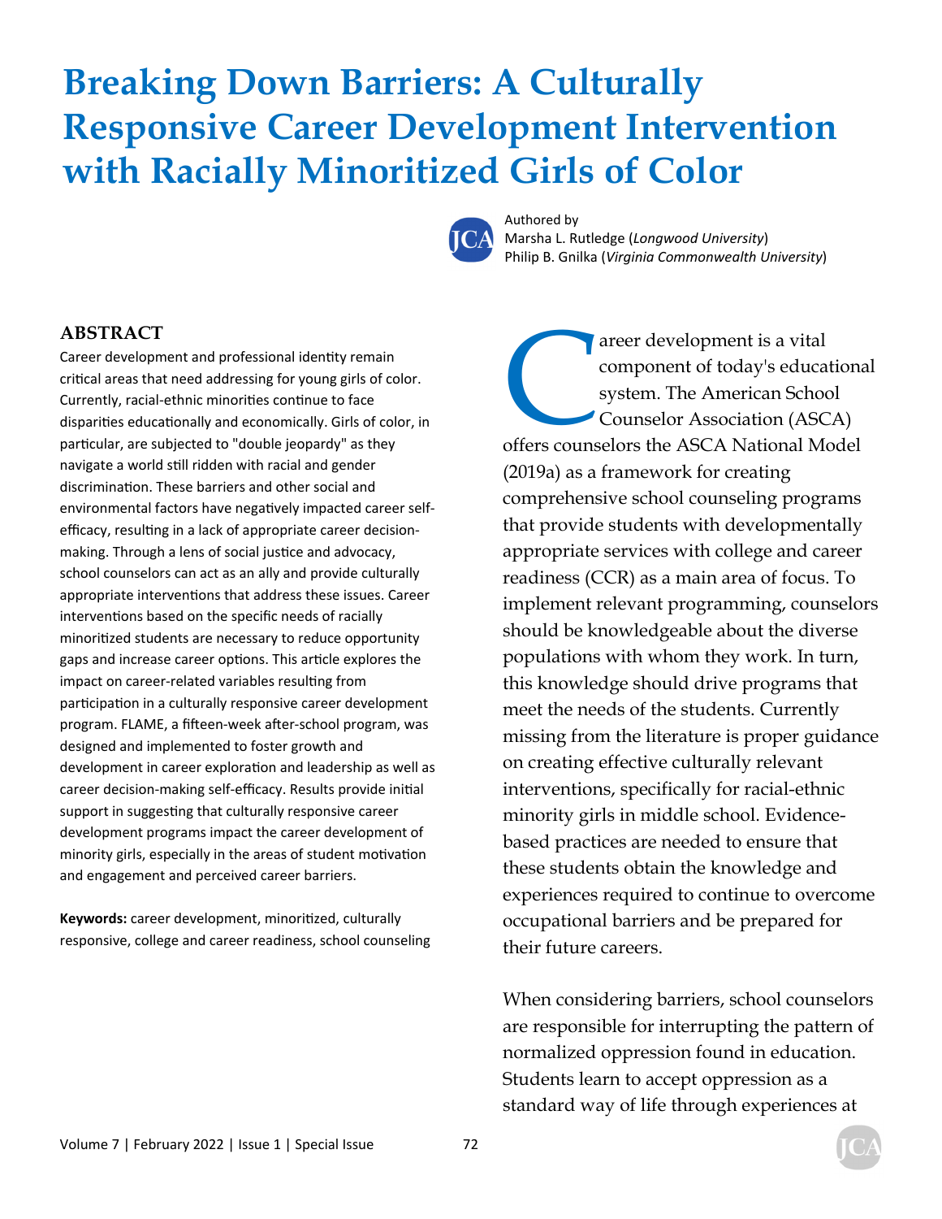# Breaking Down Barriers: A Culturally Responsive Career Development Intervention with Racially Minoritized Girls of Color

Authored by
Marsha L. Rutledge (*Longwood University*)
Philip B. Gnilka (*Virginia Commonwealth University*)

## ABSTRACT

Career development and professional identity remain critical areas that need addressing for young girls of color. Currently, racial-ethnic minorities continue to face disparities educationally and economically. Girls of color, in particular, are subjected to "double jeopardy" as they navigate a world still ridden with racial and gender discrimination. These barriers and other social and environmental factors have negatively impacted career self-efficacy, resulting in a lack of appropriate career decision-making. Through a lens of social justice and advocacy, school counselors can act as an ally and provide culturally appropriate interventions that address these issues. Career interventions based on the specific needs of racially minoritized students are necessary to reduce opportunity gaps and increase career options. This article explores the impact on career-related variables resulting from participation in a culturally responsive career development program. FLAME, a fifteen-week after-school program, was designed and implemented to foster growth and development in career exploration and leadership as well as career decision-making self-efficacy. Results provide initial support in suggesting that culturally responsive career development programs impact the career development of minority girls, especially in the areas of student motivation and engagement and perceived career barriers.

**Keywords:** career development, minoritized, culturally responsive, college and career readiness, school counseling

Career development is a vital component of today's educational system. The American School Counselor Association (ASCA) offers counselors the ASCA National Model (2019a) as a framework for creating comprehensive school counseling programs that provide students with developmentally appropriate services with college and career readiness (CCR) as a main area of focus. To implement relevant programming, counselors should be knowledgeable about the diverse populations with whom they work. In turn, this knowledge should drive programs that meet the needs of the students. Currently missing from the literature is proper guidance on creating effective culturally relevant interventions, specifically for racial-ethnic minority girls in middle school. Evidence-based practices are needed to ensure that these students obtain the knowledge and experiences required to continue to overcome occupational barriers and be prepared for their future careers.

When considering barriers, school counselors are responsible for interrupting the pattern of normalized oppression found in education. Students learn to accept oppression as a standard way of life through experiences at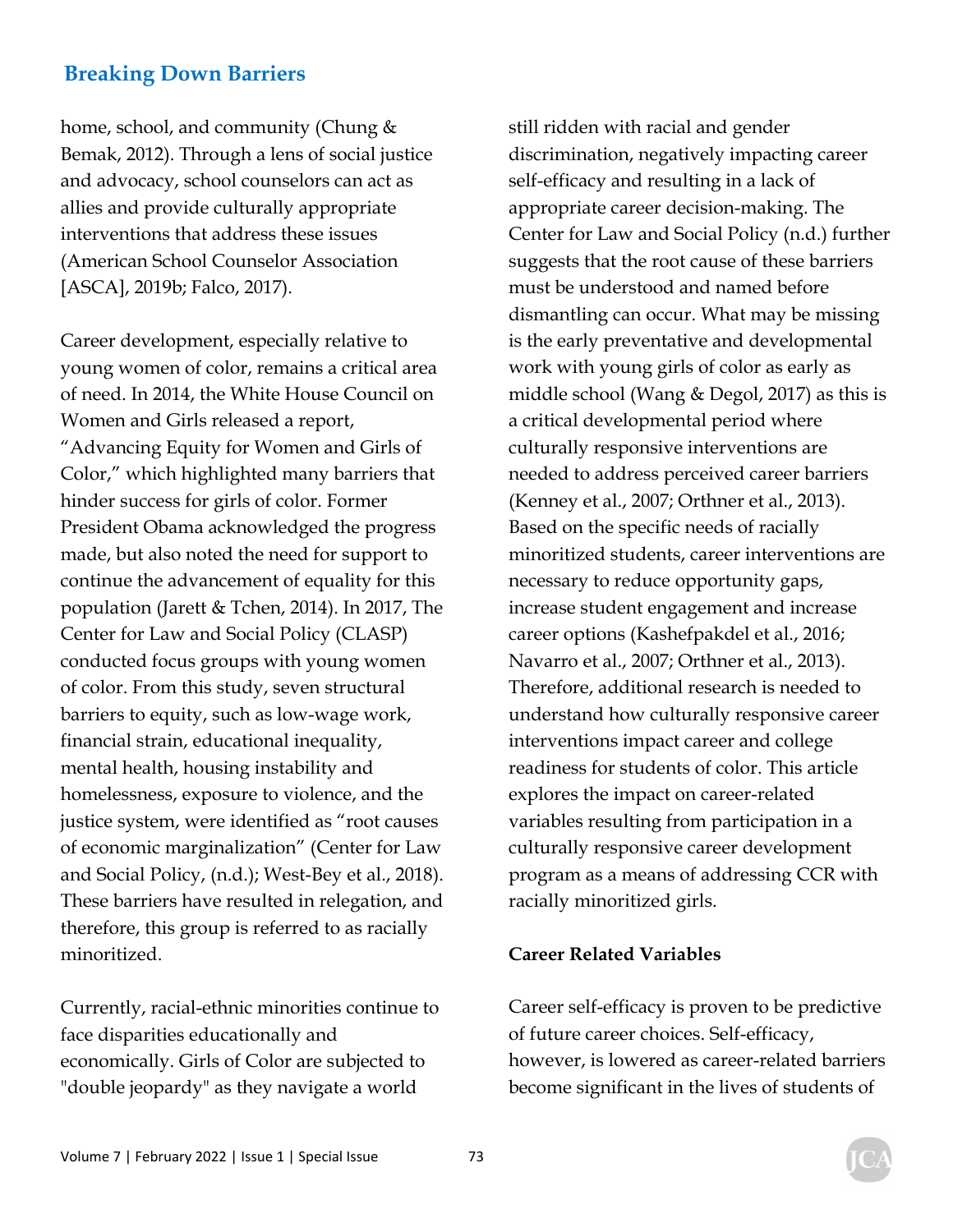home, school, and community (Chung & Bemak, 2012). Through a lens of social justice and advocacy, school counselors can act as allies and provide culturally appropriate interventions that address these issues (American School Counselor Association [ASCA], 2019b; Falco, 2017).

Career development, especially relative to young women of color, remains a critical area of need. In 2014, the White House Council on Women and Girls released a report, "Advancing Equity for Women and Girls of Color," which highlighted many barriers that hinder success for girls of color. Former President Obama acknowledged the progress made, but also noted the need for support to continue the advancement of equality for this population (Jarett & Tchen, 2014). In 2017, The Center for Law and Social Policy (CLASP) conducted focus groups with young women of color. From this study, seven structural barriers to equity, such as low-wage work, financial strain, educational inequality, mental health, housing instability and homelessness, exposure to violence, and the justice system, were identified as "root causes of economic marginalization" (Center for Law and Social Policy, (n.d.); West-Bey et al., 2018). These barriers have resulted in relegation, and therefore, this group is referred to as racially minoritized.

Currently, racial-ethnic minorities continue to face disparities educationally and economically. Girls of Color are subjected to "double jeopardy" as they navigate a world still ridden with racial and gender discrimination, negatively impacting career self-efficacy and resulting in a lack of appropriate career decision-making. The Center for Law and Social Policy (n.d.) further suggests that the root cause of these barriers must be understood and named before dismantling can occur. What may be missing is the early preventative and developmental work with young girls of color as early as middle school (Wang & Degol, 2017) as this is a critical developmental period where culturally responsive interventions are needed to address perceived career barriers (Kenney et al., 2007; Orthner et al., 2013). Based on the specific needs of racially minoritized students, career interventions are necessary to reduce opportunity gaps, increase student engagement and increase career options (Kashefpakdel et al., 2016; Navarro et al., 2007; Orthner et al., 2013). Therefore, additional research is needed to understand how culturally responsive career interventions impact career and college readiness for students of color. This article explores the impact on career-related variables resulting from participation in a culturally responsive career development program as a means of addressing CCR with racially minoritized girls.

### Career Related Variables

Career self-efficacy is proven to be predictive of future career choices. Self-efficacy, however, is lowered as career-related barriers become significant in the lives of students of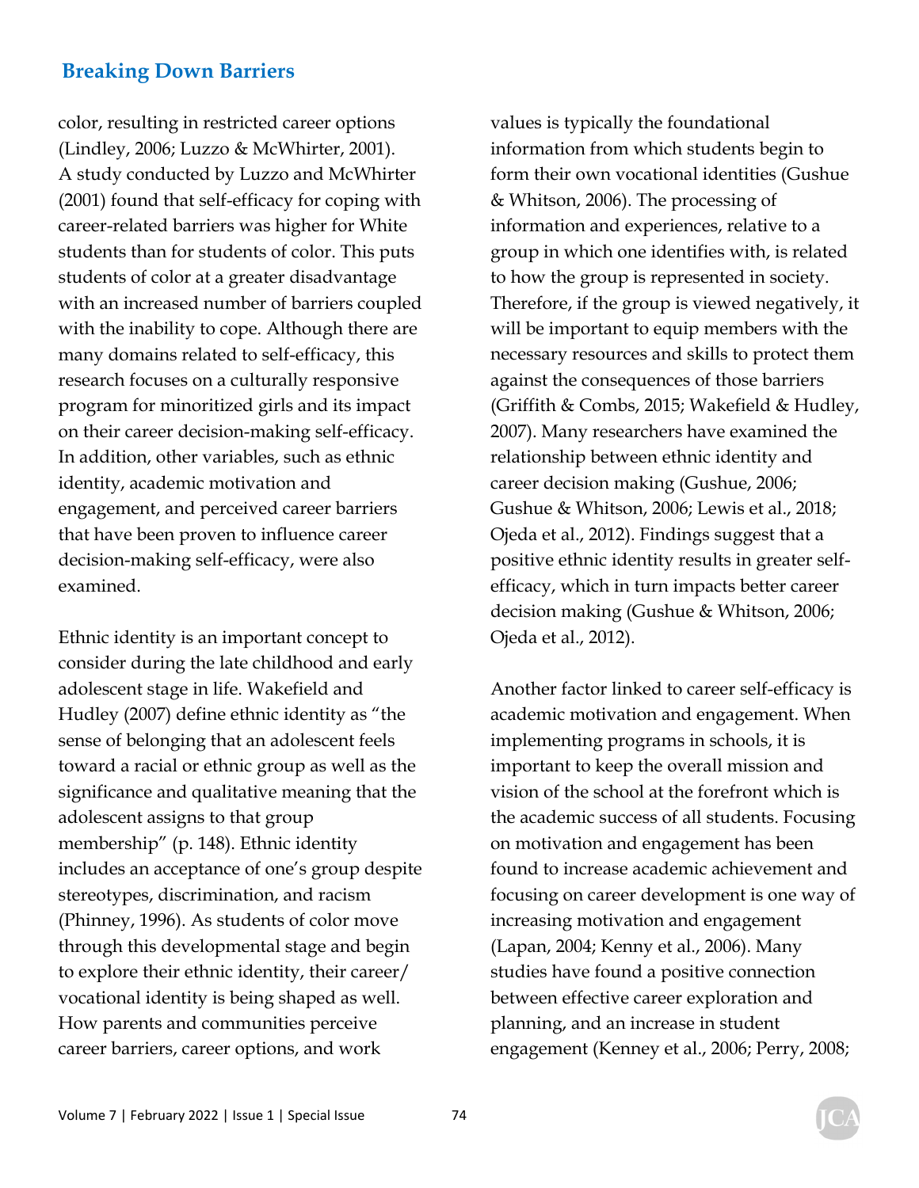color, resulting in restricted career options (Lindley, 2006; Luzzo & McWhirter, 2001). A study conducted by Luzzo and McWhirter (2001) found that self-efficacy for coping with career-related barriers was higher for White students than for students of color. This puts students of color at a greater disadvantage with an increased number of barriers coupled with the inability to cope. Although there are many domains related to self-efficacy, this research focuses on a culturally responsive program for minoritized girls and its impact on their career decision-making self-efficacy. In addition, other variables, such as ethnic identity, academic motivation and engagement, and perceived career barriers that have been proven to influence career decision-making self-efficacy, were also examined.

Ethnic identity is an important concept to consider during the late childhood and early adolescent stage in life. Wakefield and Hudley (2007) define ethnic identity as "the sense of belonging that an adolescent feels toward a racial or ethnic group as well as the significance and qualitative meaning that the adolescent assigns to that group membership" (p. 148). Ethnic identity includes an acceptance of one's group despite stereotypes, discrimination, and racism (Phinney, 1996). As students of color move through this developmental stage and begin to explore their ethnic identity, their career/vocational identity is being shaped as well. How parents and communities perceive career barriers, career options, and work values is typically the foundational information from which students begin to form their own vocational identities (Gushue & Whitson, 2006). The processing of information and experiences, relative to a group in which one identifies with, is related to how the group is represented in society. Therefore, if the group is viewed negatively, it will be important to equip members with the necessary resources and skills to protect them against the consequences of those barriers (Griffith & Combs, 2015; Wakefield & Hudley, 2007). Many researchers have examined the relationship between ethnic identity and career decision making (Gushue, 2006; Gushue & Whitson, 2006; Lewis et al., 2018; Ojeda et al., 2012). Findings suggest that a positive ethnic identity results in greater self-efficacy, which in turn impacts better career decision making (Gushue & Whitson, 2006; Ojeda et al., 2012).

Another factor linked to career self-efficacy is academic motivation and engagement. When implementing programs in schools, it is important to keep the overall mission and vision of the school at the forefront which is the academic success of all students. Focusing on motivation and engagement has been found to increase academic achievement and focusing on career development is one way of increasing motivation and engagement (Lapan, 2004; Kenny et al., 2006). Many studies have found a positive connection between effective career exploration and planning, and an increase in student engagement (Kenney et al., 2006; Perry, 2008;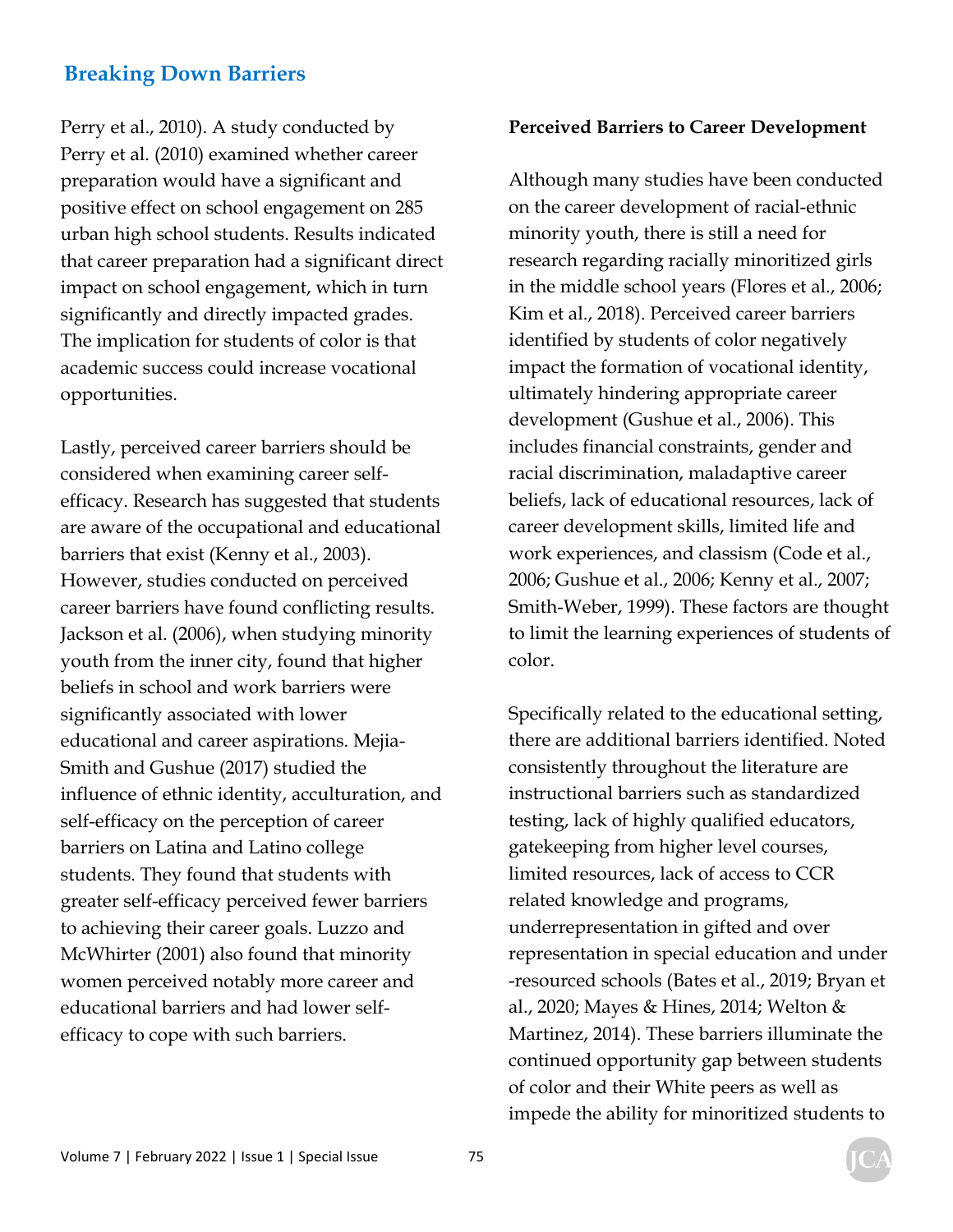Perry et al., 2010). A study conducted by Perry et al. (2010) examined whether career preparation would have a significant and positive effect on school engagement on 285 urban high school students. Results indicated that career preparation had a significant direct impact on school engagement, which in turn significantly and directly impacted grades. The implication for students of color is that academic success could increase vocational opportunities.

Lastly, perceived career barriers should be considered when examining career self-efficacy. Research has suggested that students are aware of the occupational and educational barriers that exist (Kenny et al., 2003). However, studies conducted on perceived career barriers have found conflicting results. Jackson et al. (2006), when studying minority youth from the inner city, found that higher beliefs in school and work barriers were significantly associated with lower educational and career aspirations. Mejia-Smith and Gushue (2017) studied the influence of ethnic identity, acculturation, and self-efficacy on the perception of career barriers on Latina and Latino college students. They found that students with greater self-efficacy perceived fewer barriers to achieving their career goals. Luzzo and McWhirter (2001) also found that minority women perceived notably more career and educational barriers and had lower self-efficacy to cope with such barriers.

**Perceived Barriers to Career Development**

Although many studies have been conducted on the career development of racial-ethnic minority youth, there is still a need for research regarding racially minoritized girls in the middle school years (Flores et al., 2006; Kim et al., 2018). Perceived career barriers identified by students of color negatively impact the formation of vocational identity, ultimately hindering appropriate career development (Gushue et al., 2006). This includes financial constraints, gender and racial discrimination, maladaptive career beliefs, lack of educational resources, lack of career development skills, limited life and work experiences, and classism (Code et al., 2006; Gushue et al., 2006; Kenny et al., 2007; Smith-Weber, 1999). These factors are thought to limit the learning experiences of students of color.

Specifically related to the educational setting, there are additional barriers identified. Noted consistently throughout the literature are instructional barriers such as standardized testing, lack of highly qualified educators, gatekeeping from higher level courses, limited resources, lack of access to CCR related knowledge and programs, underrepresentation in gifted and over representation in special education and under-resourced schools (Bates et al., 2019; Bryan et al., 2020; Mayes & Hines, 2014; Welton & Martinez, 2014). These barriers illuminate the continued opportunity gap between students of color and their White peers as well as impede the ability for minoritized students to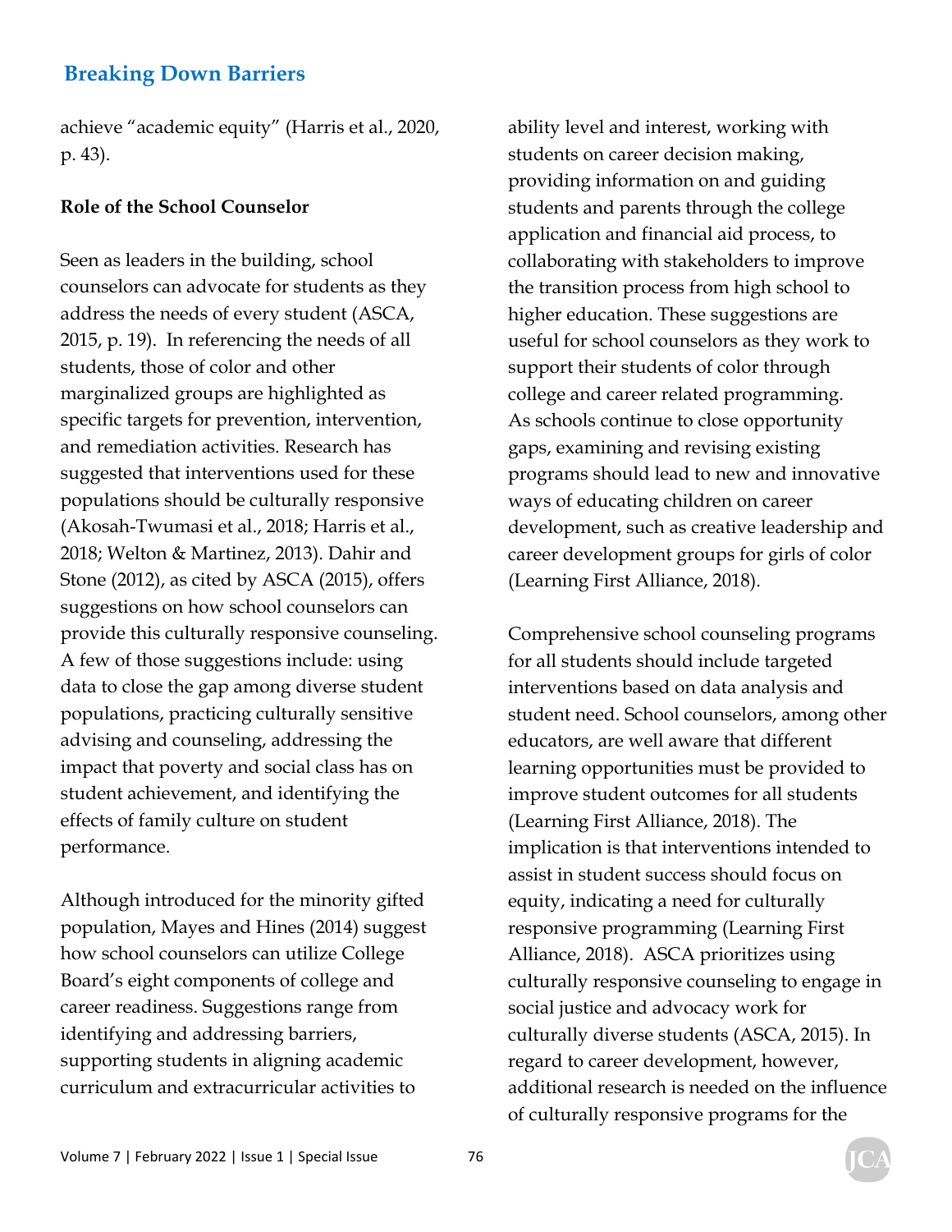achieve "academic equity" (Harris et al., 2020, p. 43).

**Role of the School Counselor**

Seen as leaders in the building, school counselors can advocate for students as they address the needs of every student (ASCA, 2015, p. 19). In referencing the needs of all students, those of color and other marginalized groups are highlighted as specific targets for prevention, intervention, and remediation activities. Research has suggested that interventions used for these populations should be culturally responsive (Akosah-Twumasi et al., 2018; Harris et al., 2018; Welton & Martinez, 2013). Dahir and Stone (2012), as cited by ASCA (2015), offers suggestions on how school counselors can provide this culturally responsive counseling. A few of those suggestions include: using data to close the gap among diverse student populations, practicing culturally sensitive advising and counseling, addressing the impact that poverty and social class has on student achievement, and identifying the effects of family culture on student performance.

Although introduced for the minority gifted population, Mayes and Hines (2014) suggest how school counselors can utilize College Board's eight components of college and career readiness. Suggestions range from identifying and addressing barriers, supporting students in aligning academic curriculum and extracurricular activities to ability level and interest, working with students on career decision making, providing information on and guiding students and parents through the college application and financial aid process, to collaborating with stakeholders to improve the transition process from high school to higher education. These suggestions are useful for school counselors as they work to support their students of color through college and career related programming. As schools continue to close opportunity gaps, examining and revising existing programs should lead to new and innovative ways of educating children on career development, such as creative leadership and career development groups for girls of color (Learning First Alliance, 2018).

Comprehensive school counseling programs for all students should include targeted interventions based on data analysis and student need. School counselors, among other educators, are well aware that different learning opportunities must be provided to improve student outcomes for all students (Learning First Alliance, 2018). The implication is that interventions intended to assist in student success should focus on equity, indicating a need for culturally responsive programming (Learning First Alliance, 2018). ASCA prioritizes using culturally responsive counseling to engage in social justice and advocacy work for culturally diverse students (ASCA, 2015). In regard to career development, however, additional research is needed on the influence of culturally responsive programs for the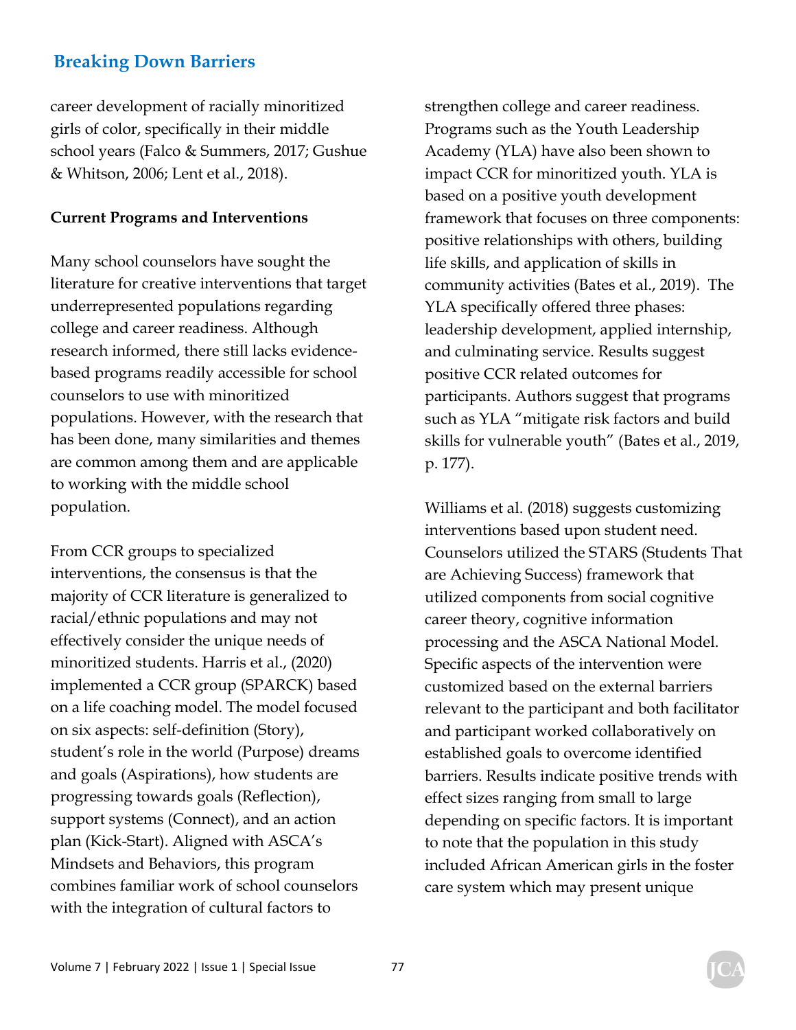career development of racially minoritized girls of color, specifically in their middle school years (Falco & Summers, 2017; Gushue & Whitson, 2006; Lent et al., 2018).

**Current Programs and Interventions**

Many school counselors have sought the literature for creative interventions that target underrepresented populations regarding college and career readiness. Although research informed, there still lacks evidence-based programs readily accessible for school counselors to use with minoritized populations. However, with the research that has been done, many similarities and themes are common among them and are applicable to working with the middle school population.

From CCR groups to specialized interventions, the consensus is that the majority of CCR literature is generalized to racial/ethnic populations and may not effectively consider the unique needs of minoritized students. Harris et al., (2020) implemented a CCR group (SPARCK) based on a life coaching model. The model focused on six aspects: self-definition (Story), student's role in the world (Purpose) dreams and goals (Aspirations), how students are progressing towards goals (Reflection), support systems (Connect), and an action plan (Kick-Start). Aligned with ASCA's Mindsets and Behaviors, this program combines familiar work of school counselors with the integration of cultural factors to strengthen college and career readiness. Programs such as the Youth Leadership Academy (YLA) have also been shown to impact CCR for minoritized youth. YLA is based on a positive youth development framework that focuses on three components: positive relationships with others, building life skills, and application of skills in community activities (Bates et al., 2019). The YLA specifically offered three phases: leadership development, applied internship, and culminating service. Results suggest positive CCR related outcomes for participants. Authors suggest that programs such as YLA "mitigate risk factors and build skills for vulnerable youth" (Bates et al., 2019, p. 177).

Williams et al. (2018) suggests customizing interventions based upon student need. Counselors utilized the STARS (Students That are Achieving Success) framework that utilized components from social cognitive career theory, cognitive information processing and the ASCA National Model. Specific aspects of the intervention were customized based on the external barriers relevant to the participant and both facilitator and participant worked collaboratively on established goals to overcome identified barriers. Results indicate positive trends with effect sizes ranging from small to large depending on specific factors. It is important to note that the population in this study included African American girls in the foster care system which may present unique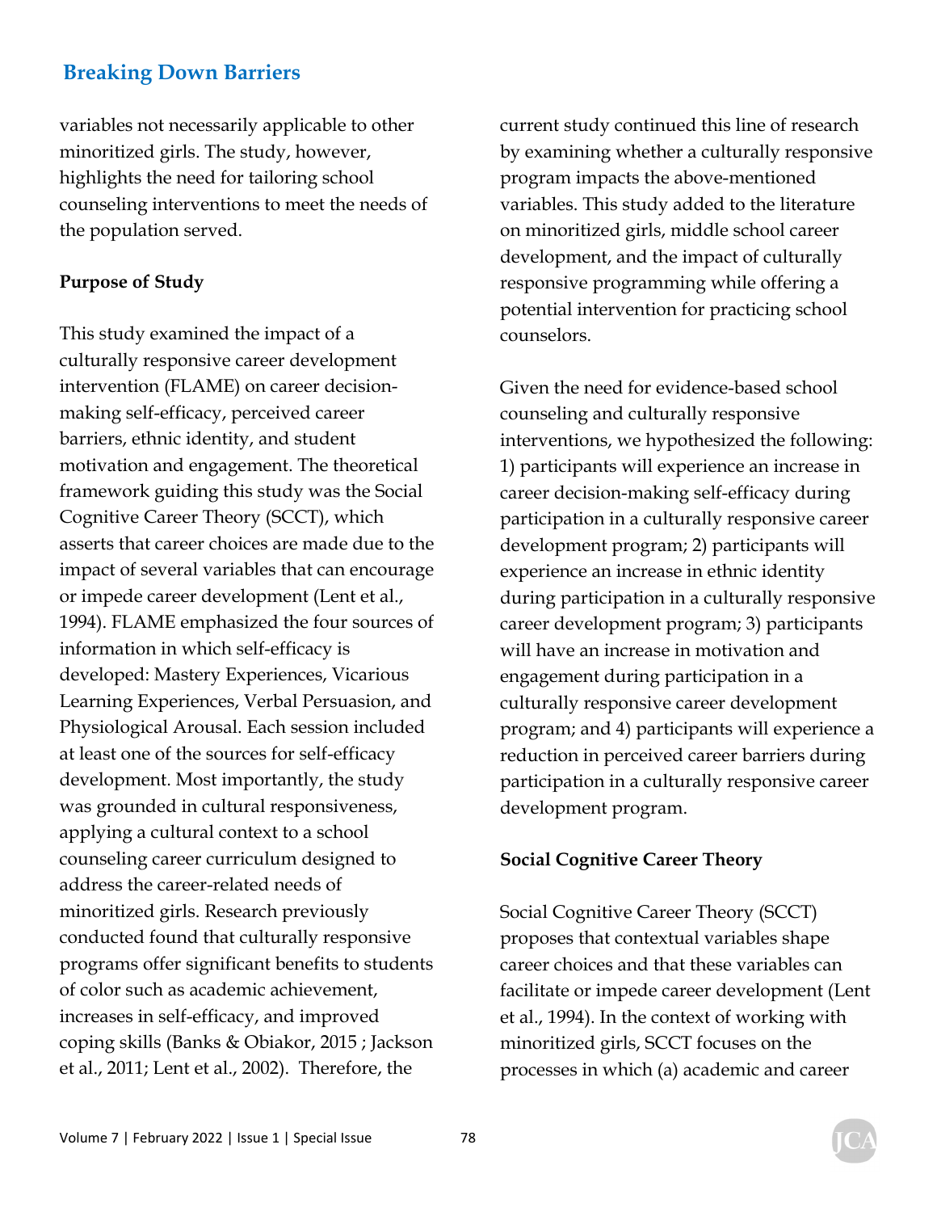variables not necessarily applicable to other minoritized girls. The study, however, highlights the need for tailoring school counseling interventions to meet the needs of the population served.

**Purpose of Study**

This study examined the impact of a culturally responsive career development intervention (FLAME) on career decision-making self-efficacy, perceived career barriers, ethnic identity, and student motivation and engagement. The theoretical framework guiding this study was the Social Cognitive Career Theory (SCCT), which asserts that career choices are made due to the impact of several variables that can encourage or impede career development (Lent et al., 1994). FLAME emphasized the four sources of information in which self-efficacy is developed: Mastery Experiences, Vicarious Learning Experiences, Verbal Persuasion, and Physiological Arousal. Each session included at least one of the sources for self-efficacy development. Most importantly, the study was grounded in cultural responsiveness, applying a cultural context to a school counseling career curriculum designed to address the career-related needs of minoritized girls. Research previously conducted found that culturally responsive programs offer significant benefits to students of color such as academic achievement, increases in self-efficacy, and improved coping skills (Banks & Obiakor, 2015 ; Jackson et al., 2011; Lent et al., 2002). Therefore, the current study continued this line of research by examining whether a culturally responsive program impacts the above-mentioned variables. This study added to the literature on minoritized girls, middle school career development, and the impact of culturally responsive programming while offering a potential intervention for practicing school counselors.

Given the need for evidence-based school counseling and culturally responsive interventions, we hypothesized the following: 1) participants will experience an increase in career decision-making self-efficacy during participation in a culturally responsive career development program; 2) participants will experience an increase in ethnic identity during participation in a culturally responsive career development program; 3) participants will have an increase in motivation and engagement during participation in a culturally responsive career development program; and 4) participants will experience a reduction in perceived career barriers during participation in a culturally responsive career development program.

**Social Cognitive Career Theory**

Social Cognitive Career Theory (SCCT) proposes that contextual variables shape career choices and that these variables can facilitate or impede career development (Lent et al., 1994). In the context of working with minoritized girls, SCCT focuses on the processes in which (a) academic and career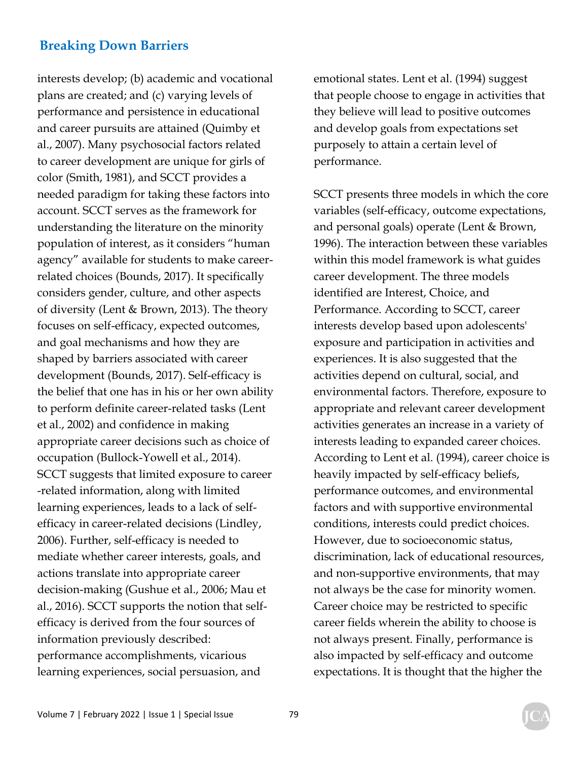interests develop; (b) academic and vocational plans are created; and (c) varying levels of performance and persistence in educational and career pursuits are attained (Quimby et al., 2007). Many psychosocial factors related to career development are unique for girls of color (Smith, 1981), and SCCT provides a needed paradigm for taking these factors into account. SCCT serves as the framework for understanding the literature on the minority population of interest, as it considers "human agency" available for students to make career-related choices (Bounds, 2017). It specifically considers gender, culture, and other aspects of diversity (Lent & Brown, 2013). The theory focuses on self-efficacy, expected outcomes, and goal mechanisms and how they are shaped by barriers associated with career development (Bounds, 2017). Self-efficacy is the belief that one has in his or her own ability to perform definite career-related tasks (Lent et al., 2002) and confidence in making appropriate career decisions such as choice of occupation (Bullock-Yowell et al., 2014). SCCT suggests that limited exposure to career-related information, along with limited learning experiences, leads to a lack of self-efficacy in career-related decisions (Lindley, 2006). Further, self-efficacy is needed to mediate whether career interests, goals, and actions translate into appropriate career decision-making (Gushue et al., 2006; Mau et al., 2016). SCCT supports the notion that self-efficacy is derived from the four sources of information previously described: performance accomplishments, vicarious learning experiences, social persuasion, and emotional states. Lent et al. (1994) suggest that people choose to engage in activities that they believe will lead to positive outcomes and develop goals from expectations set purposely to attain a certain level of performance.

SCCT presents three models in which the core variables (self-efficacy, outcome expectations, and personal goals) operate (Lent & Brown, 1996). The interaction between these variables within this model framework is what guides career development. The three models identified are Interest, Choice, and Performance. According to SCCT, career interests develop based upon adolescents' exposure and participation in activities and experiences. It is also suggested that the activities depend on cultural, social, and environmental factors. Therefore, exposure to appropriate and relevant career development activities generates an increase in a variety of interests leading to expanded career choices. According to Lent et al. (1994), career choice is heavily impacted by self-efficacy beliefs, performance outcomes, and environmental factors and with supportive environmental conditions, interests could predict choices. However, due to socioeconomic status, discrimination, lack of educational resources, and non-supportive environments, that may not always be the case for minority women. Career choice may be restricted to specific career fields wherein the ability to choose is not always present. Finally, performance is also impacted by self-efficacy and outcome expectations. It is thought that the higher the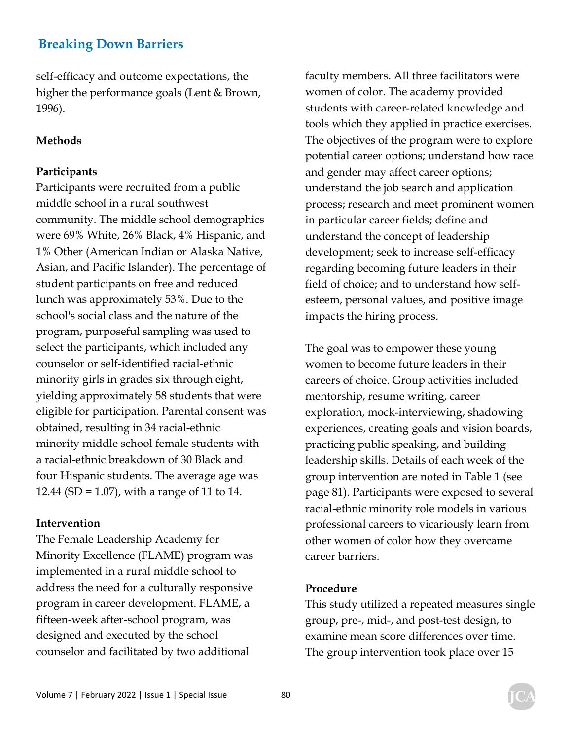self-efficacy and outcome expectations, the higher the performance goals (Lent & Brown, 1996).

## Methods

### Participants

Participants were recruited from a public middle school in a rural southwest community. The middle school demographics were 69% White, 26% Black, 4% Hispanic, and 1% Other (American Indian or Alaska Native, Asian, and Pacific Islander). The percentage of student participants on free and reduced lunch was approximately 53%. Due to the school's social class and the nature of the program, purposeful sampling was used to select the participants, which included any counselor or self-identified racial-ethnic minority girls in grades six through eight, yielding approximately 58 students that were eligible for participation. Parental consent was obtained, resulting in 34 racial-ethnic minority middle school female students with a racial-ethnic breakdown of 30 Black and four Hispanic students. The average age was 12.44 (SD = 1.07), with a range of 11 to 14.

### Intervention

The Female Leadership Academy for Minority Excellence (FLAME) program was implemented in a rural middle school to address the need for a culturally responsive program in career development. FLAME, a fifteen-week after-school program, was designed and executed by the school counselor and facilitated by two additional faculty members. All three facilitators were women of color. The academy provided students with career-related knowledge and tools which they applied in practice exercises. The objectives of the program were to explore potential career options; understand how race and gender may affect career options; understand the job search and application process; research and meet prominent women in particular career fields; define and understand the concept of leadership development; seek to increase self-efficacy regarding becoming future leaders in their field of choice; and to understand how self-esteem, personal values, and positive image impacts the hiring process.

The goal was to empower these young women to become future leaders in their careers of choice. Group activities included mentorship, resume writing, career exploration, mock-interviewing, shadowing experiences, creating goals and vision boards, practicing public speaking, and building leadership skills. Details of each week of the group intervention are noted in Table 1 (see page 81). Participants were exposed to several racial-ethnic minority role models in various professional careers to vicariously learn from other women of color how they overcame career barriers.

### Procedure

This study utilized a repeated measures single group, pre-, mid-, and post-test design, to examine mean score differences over time. The group intervention took place over 15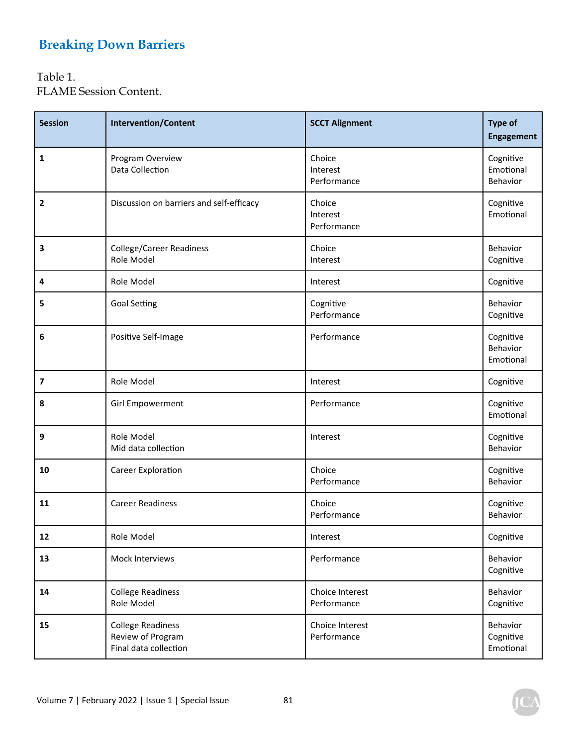Table 1.
FLAME Session Content.

| Session | Intervention/Content | SCCT Alignment | Type of Engagement |
|---|---|---|---|
| 1 | Program Overview<br>Data Collection | Choice<br>Interest<br>Performance | Cognitive<br>Emotional<br>Behavior |
| 2 | Discussion on barriers and self-efficacy | Choice<br>Interest<br>Performance | Cognitive<br>Emotional |
| 3 | College/Career Readiness<br>Role Model | Choice<br>Interest | Behavior<br>Cognitive |
| 4 | Role Model | Interest | Cognitive |
| 5 | Goal Setting | Cognitive<br>Performance | Behavior<br>Cognitive |
| 6 | Positive Self-Image | Performance | Cognitive<br>Behavior<br>Emotional |
| 7 | Role Model | Interest | Cognitive |
| 8 | Girl Empowerment | Performance | Cognitive<br>Emotional |
| 9 | Role Model<br>Mid data collection | Interest | Cognitive<br>Behavior |
| 10 | Career Exploration | Choice<br>Performance | Cognitive<br>Behavior |
| 11 | Career Readiness | Choice<br>Performance | Cognitive<br>Behavior |
| 12 | Role Model | Interest | Cognitive |
| 13 | Mock Interviews | Performance | Behavior<br>Cognitive |
| 14 | College Readiness<br>Role Model | Choice Interest<br>Performance | Behavior<br>Cognitive |
| 15 | College Readiness<br>Review of Program<br>Final data collection | Choice Interest<br>Performance | Behavior<br>Cognitive<br>Emotional |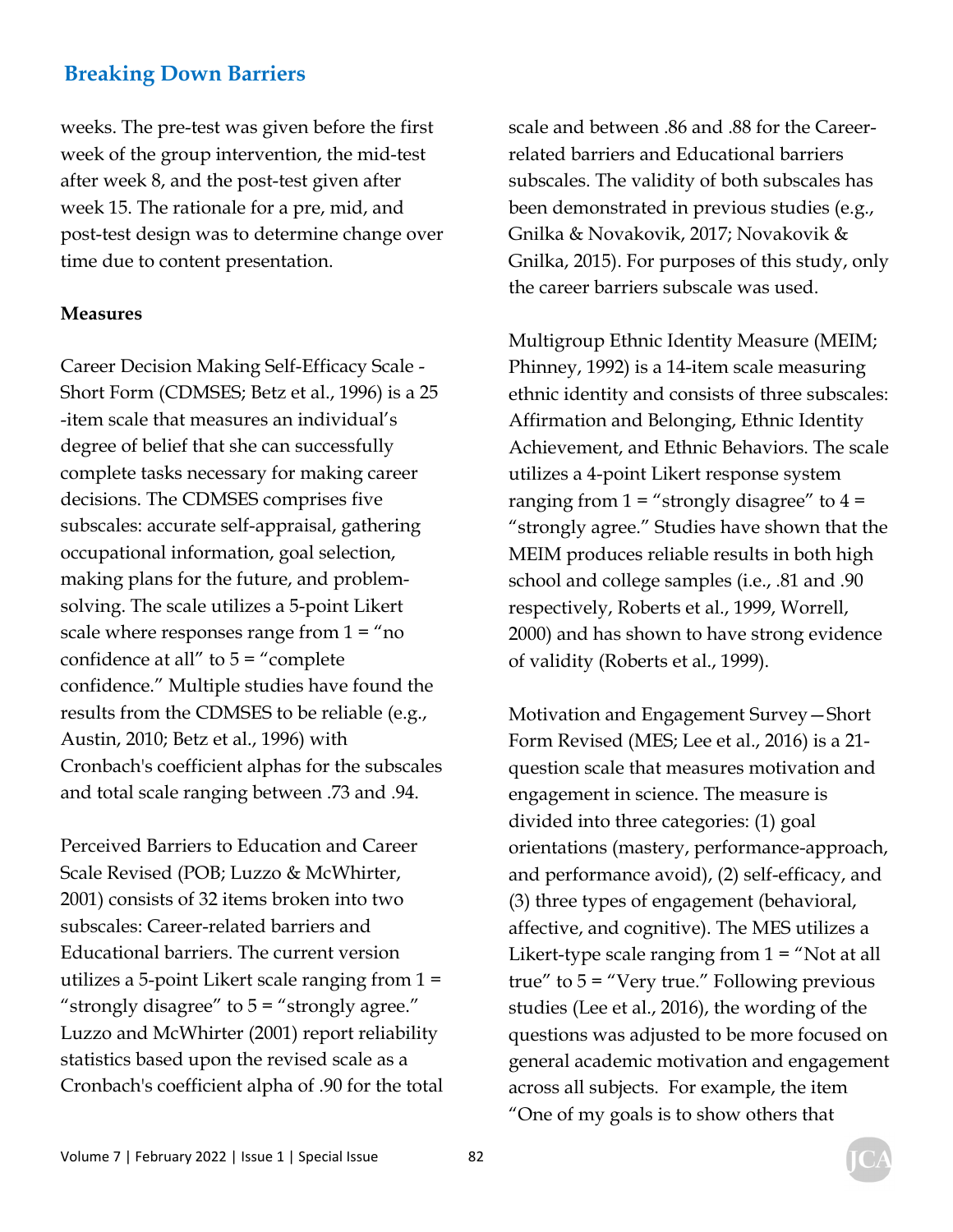weeks. The pre-test was given before the first week of the group intervention, the mid-test after week 8, and the post-test given after week 15. The rationale for a pre, mid, and post-test design was to determine change over time due to content presentation.

**Measures**

Career Decision Making Self-Efficacy Scale - Short Form (CDMSES; Betz et al., 1996) is a 25 -item scale that measures an individual's degree of belief that she can successfully complete tasks necessary for making career decisions. The CDMSES comprises five subscales: accurate self-appraisal, gathering occupational information, goal selection, making plans for the future, and problem-solving. The scale utilizes a 5-point Likert scale where responses range from 1 = "no confidence at all" to 5 = "complete confidence." Multiple studies have found the results from the CDMSES to be reliable (e.g., Austin, 2010; Betz et al., 1996) with Cronbach's coefficient alphas for the subscales and total scale ranging between .73 and .94.

Perceived Barriers to Education and Career Scale Revised (POB; Luzzo & McWhirter, 2001) consists of 32 items broken into two subscales: Career-related barriers and Educational barriers. The current version utilizes a 5-point Likert scale ranging from 1 = "strongly disagree" to 5 = "strongly agree." Luzzo and McWhirter (2001) report reliability statistics based upon the revised scale as a Cronbach's coefficient alpha of .90 for the total scale and between .86 and .88 for the Career-related barriers and Educational barriers subscales. The validity of both subscales has been demonstrated in previous studies (e.g., Gnilka & Novakovik, 2017; Novakovik & Gnilka, 2015). For purposes of this study, only the career barriers subscale was used.

Multigroup Ethnic Identity Measure (MEIM; Phinney, 1992) is a 14-item scale measuring ethnic identity and consists of three subscales: Affirmation and Belonging, Ethnic Identity Achievement, and Ethnic Behaviors. The scale utilizes a 4-point Likert response system ranging from 1 = "strongly disagree" to 4 = "strongly agree." Studies have shown that the MEIM produces reliable results in both high school and college samples (i.e., .81 and .90 respectively, Roberts et al., 1999, Worrell, 2000) and has shown to have strong evidence of validity (Roberts et al., 1999).

Motivation and Engagement Survey—Short Form Revised (MES; Lee et al., 2016) is a 21-question scale that measures motivation and engagement in science. The measure is divided into three categories: (1) goal orientations (mastery, performance-approach, and performance avoid), (2) self-efficacy, and (3) three types of engagement (behavioral, affective, and cognitive). The MES utilizes a Likert-type scale ranging from 1 = "Not at all true" to 5 = "Very true." Following previous studies (Lee et al., 2016), the wording of the questions was adjusted to be more focused on general academic motivation and engagement across all subjects. For example, the item "One of my goals is to show others that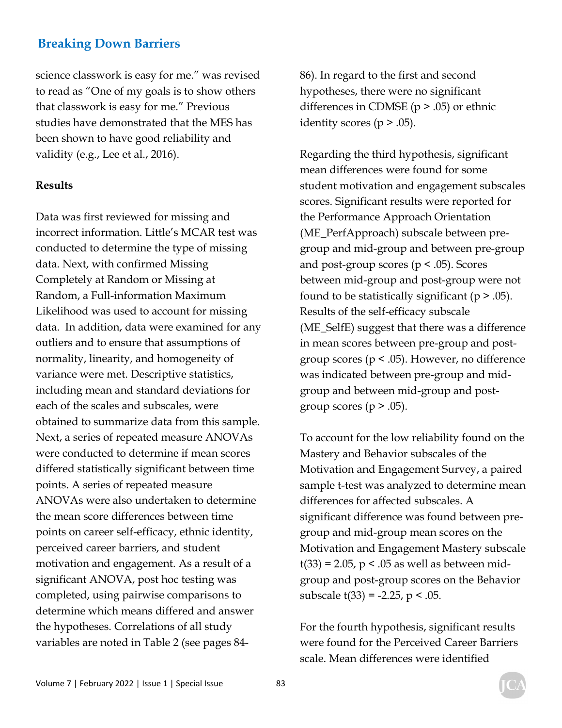science classwork is easy for me." was revised to read as "One of my goals is to show others that classwork is easy for me." Previous studies have demonstrated that the MES has been shown to have good reliability and validity (e.g., Lee et al., 2016).

**Results**

Data was first reviewed for missing and incorrect information. Little's MCAR test was conducted to determine the type of missing data. Next, with confirmed Missing Completely at Random or Missing at Random, a Full-information Maximum Likelihood was used to account for missing data. In addition, data were examined for any outliers and to ensure that assumptions of normality, linearity, and homogeneity of variance were met. Descriptive statistics, including mean and standard deviations for each of the scales and subscales, were obtained to summarize data from this sample. Next, a series of repeated measure ANOVAs were conducted to determine if mean scores differed statistically significant between time points. A series of repeated measure ANOVAs were also undertaken to determine the mean score differences between time points on career self-efficacy, ethnic identity, perceived career barriers, and student motivation and engagement. As a result of a significant ANOVA, post hoc testing was completed, using pairwise comparisons to determine which means differed and answer the hypotheses. Correlations of all study variables are noted in Table 2 (see pages 84-86). In regard to the first and second hypotheses, there were no significant differences in CDMSE ($p > .05$) or ethnic identity scores ($p > .05$).

Regarding the third hypothesis, significant mean differences were found for some student motivation and engagement subscales scores. Significant results were reported for the Performance Approach Orientation (ME_PerfApproach) subscale between pre-group and mid-group and between pre-group and post-group scores ($p < .05$). Scores between mid-group and post-group were not found to be statistically significant ($p > .05$). Results of the self-efficacy subscale (ME_SelfE) suggest that there was a difference in mean scores between pre-group and post-group scores ($p < .05$). However, no difference was indicated between pre-group and mid-group and between mid-group and post-group scores ($p > .05$).

To account for the low reliability found on the Mastery and Behavior subscales of the Motivation and Engagement Survey, a paired sample t-test was analyzed to determine mean differences for affected subscales. A significant difference was found between pre-group and mid-group mean scores on the Motivation and Engagement Mastery subscale $t(33) = 2.05$, $p < .05$ as well as between mid-group and post-group scores on the Behavior subscale $t(33) = -2.25$, $p < .05$.

For the fourth hypothesis, significant results were found for the Perceived Career Barriers scale. Mean differences were identified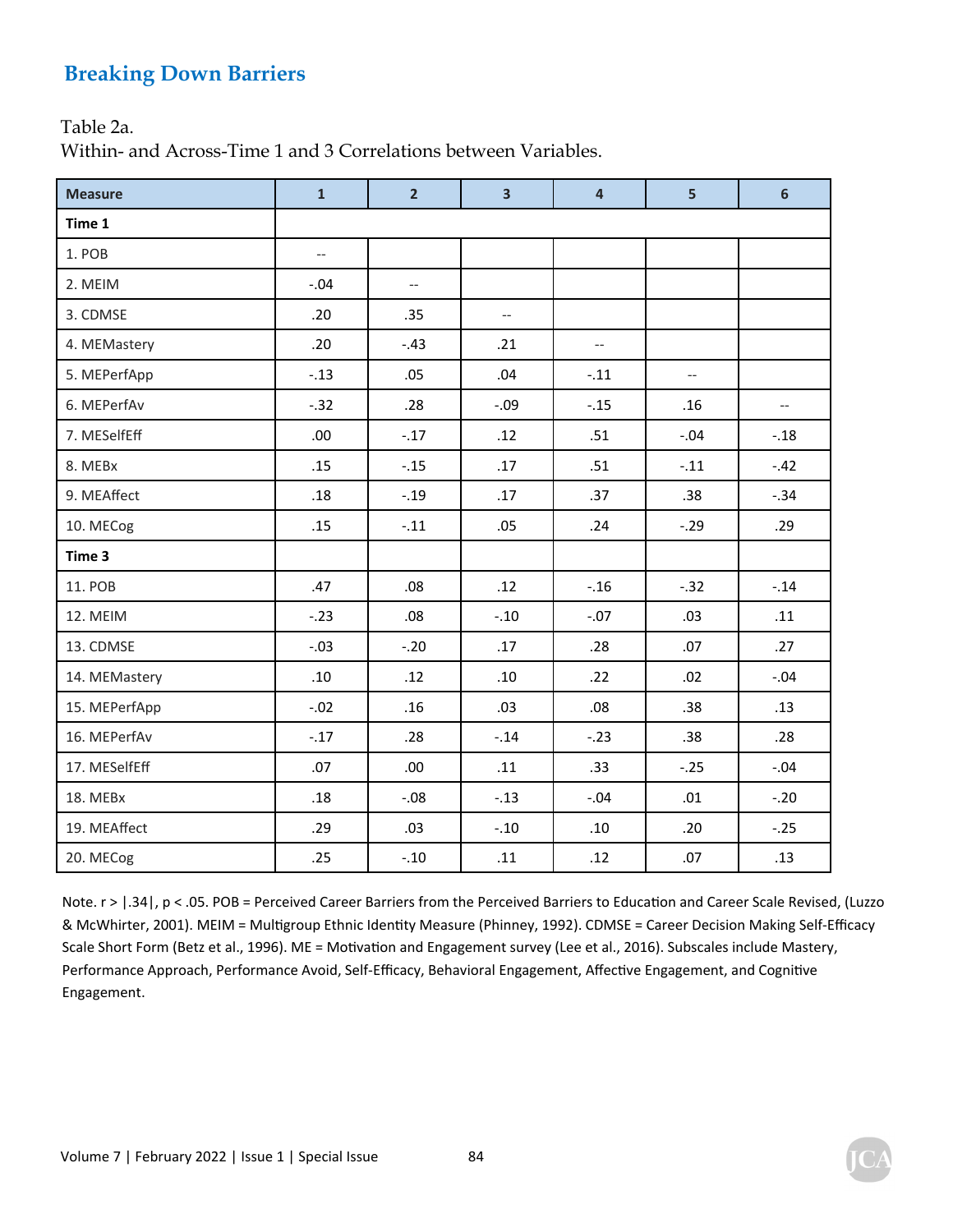Table 2a.
Within- and Across-Time 1 and 3 Correlations between Variables.

| Measure | 1 | 2 | 3 | 4 | 5 | 6 |
|---|---|---|---|---|---|---|
| **Time 1** | | | | | | |
| 1. POB | -- | | | | | |
| 2. MEIM | -.04 | -- | | | | |
| 3. CDMSE | .20 | .35 | -- | | | |
| 4. MEMastery | .20 | -.43 | .21 | -- | | |
| 5. MEPerfApp | -.13 | .05 | .04 | -.11 | -- | |
| 6. MEPerfAv | -.32 | .28 | -.09 | -.15 | .16 | -- |
| 7. MESelfEff | .00 | -.17 | .12 | .51 | -.04 | -.18 |
| 8. MEBx | .15 | -.15 | .17 | .51 | -.11 | -.42 |
| 9. MEAffect | .18 | -.19 | .17 | .37 | .38 | -.34 |
| 10. MECog | .15 | -.11 | .05 | .24 | -.29 | .29 |
| **Time 3** | | | | | | |
| 11. POB | .47 | .08 | .12 | -.16 | -.32 | -.14 |
| 12. MEIM | -.23 | .08 | -.10 | -.07 | .03 | .11 |
| 13. CDMSE | -.03 | -.20 | .17 | .28 | .07 | .27 |
| 14. MEMastery | .10 | .12 | .10 | .22 | .02 | -.04 |
| 15. MEPerfApp | -.02 | .16 | .03 | .08 | .38 | .13 |
| 16. MEPerfAv | -.17 | .28 | -.14 | -.23 | .38 | .28 |
| 17. MESelfEff | .07 | .00 | .11 | .33 | -.25 | -.04 |
| 18. MEBx | .18 | -.08 | -.13 | -.04 | .01 | -.20 |
| 19. MEAffect | .29 | .03 | -.10 | .10 | .20 | -.25 |
| 20. MECog | .25 | -.10 | .11 | .12 | .07 | .13 |

Note. $r > |.34|$, $p < .05$. POB = Perceived Career Barriers from the Perceived Barriers to Education and Career Scale Revised, (Luzzo & McWhirter, 2001). MEIM = Multigroup Ethnic Identity Measure (Phinney, 1992). CDMSE = Career Decision Making Self-Efficacy Scale Short Form (Betz et al., 1996). ME = Motivation and Engagement survey (Lee et al., 2016). Subscales include Mastery, Performance Approach, Performance Avoid, Self-Efficacy, Behavioral Engagement, Affective Engagement, and Cognitive Engagement.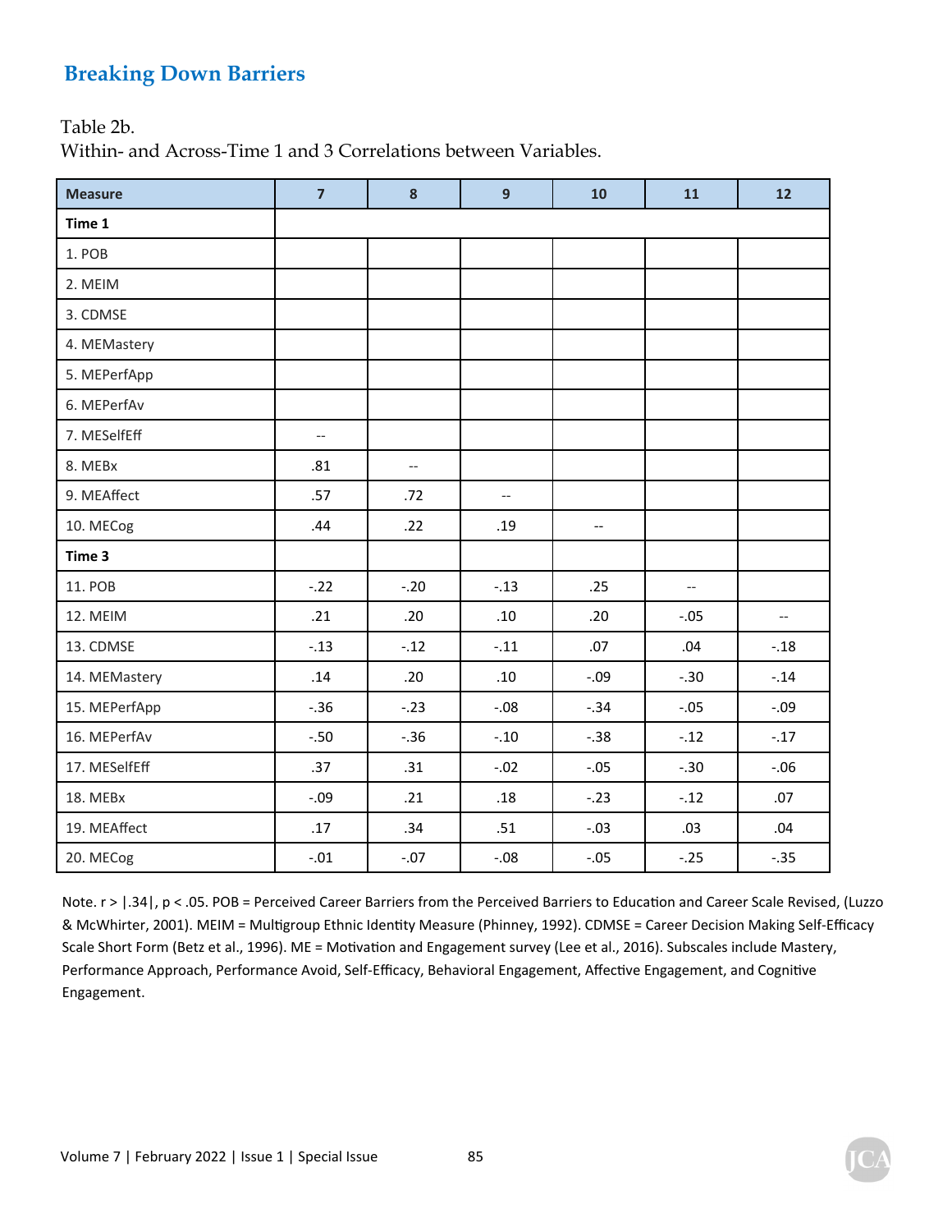Table 2b.
Within- and Across-Time 1 and 3 Correlations between Variables.

| Measure | 7 | 8 | 9 | 10 | 11 | 12 |
|---|---|---|---|---|---|---|
| **Time 1** | | | | | | |
| 1. POB | | | | | | |
| 2. MEIM | | | | | | |
| 3. CDMSE | | | | | | |
| 4. MEMastery | | | | | | |
| 5. MEPerfApp | | | | | | |
| 6. MEPerfAv | | | | | | |
| 7. MESelfEff | -- | | | | | |
| 8. MEBx | .81 | -- | | | | |
| 9. MEAffect | .57 | .72 | -- | | | |
| 10. MECog | .44 | .22 | .19 | -- | | |
| **Time 3** | | | | | | |
| 11. POB | -.22 | -.20 | -.13 | .25 | -- | |
| 12. MEIM | .21 | .20 | .10 | .20 | -.05 | -- |
| 13. CDMSE | -.13 | -.12 | -.11 | .07 | .04 | -.18 |
| 14. MEMastery | .14 | .20 | .10 | -.09 | -.30 | -.14 |
| 15. MEPerfApp | -.36 | -.23 | -.08 | -.34 | -.05 | -.09 |
| 16. MEPerfAv | -.50 | -.36 | -.10 | -.38 | -.12 | -.17 |
| 17. MESelfEff | .37 | .31 | -.02 | -.05 | -.30 | -.06 |
| 18. MEBx | -.09 | .21 | .18 | -.23 | -.12 | .07 |
| 19. MEAffect | .17 | .34 | .51 | -.03 | .03 | .04 |
| 20. MECog | -.01 | -.07 | -.08 | -.05 | -.25 | -.35 |

Note. $r > |.34|$, $p < .05$. POB = Perceived Career Barriers from the Perceived Barriers to Education and Career Scale Revised, (Luzzo & McWhirter, 2001). MEIM = Multigroup Ethnic Identity Measure (Phinney, 1992). CDMSE = Career Decision Making Self-Efficacy Scale Short Form (Betz et al., 1996). ME = Motivation and Engagement survey (Lee et al., 2016). Subscales include Mastery, Performance Approach, Performance Avoid, Self-Efficacy, Behavioral Engagement, Affective Engagement, and Cognitive Engagement.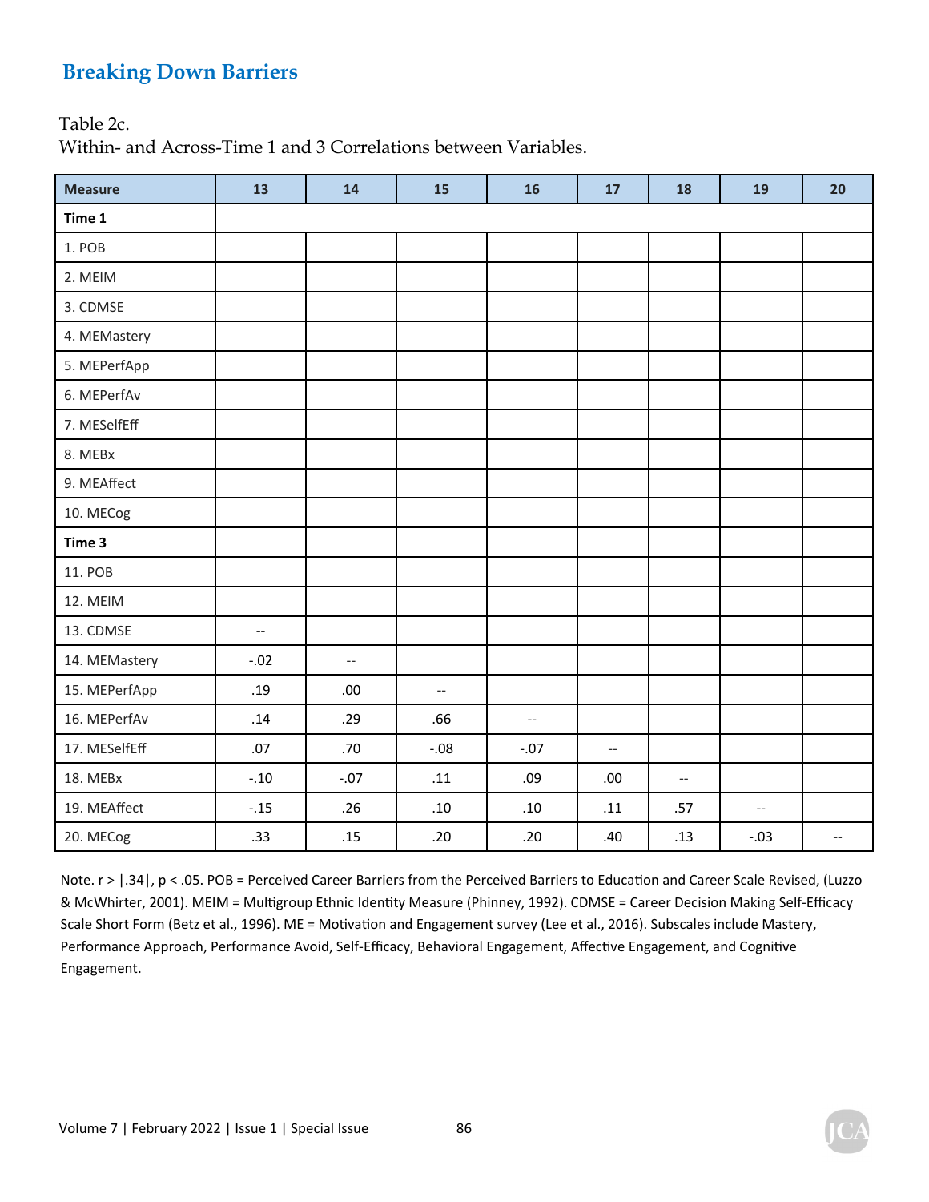Table 2c.
Within- and Across-Time 1 and 3 Correlations between Variables.

| Measure | 13 | 14 | 15 | 16 | 17 | 18 | 19 | 20 |
|---|---|---|---|---|---|---|---|---|
| **Time 1** | | | | | | | | |
| 1. POB | | | | | | | | |
| 2. MEIM | | | | | | | | |
| 3. CDMSE | | | | | | | | |
| 4. MEMastery | | | | | | | | |
| 5. MEPerfApp | | | | | | | | |
| 6. MEPerfAv | | | | | | | | |
| 7. MESelfEff | | | | | | | | |
| 8. MEBx | | | | | | | | |
| 9. MEAffect | | | | | | | | |
| 10. MECog | | | | | | | | |
| **Time 3** | | | | | | | | |
| 11. POB | | | | | | | | |
| 12. MEIM | | | | | | | | |
| 13. CDMSE | -- | | | | | | | |
| 14. MEMastery | -.02 | -- | | | | | | |
| 15. MEPerfApp | .19 | .00 | -- | | | | | |
| 16. MEPerfAv | .14 | .29 | .66 | -- | | | | |
| 17. MESelfEff | .07 | .70 | -.08 | -.07 | -- | | | |
| 18. MEBx | -.10 | -.07 | .11 | .09 | .00 | -- | | |
| 19. MEAffect | -.15 | .26 | .10 | .10 | .11 | .57 | -- | |
| 20. MECog | .33 | .15 | .20 | .20 | .40 | .13 | -.03 | -- |

Note. $r > |.34|$, $p < .05$. POB = Perceived Career Barriers from the Perceived Barriers to Education and Career Scale Revised, (Luzzo & McWhirter, 2001). MEIM = Multigroup Ethnic Identity Measure (Phinney, 1992). CDMSE = Career Decision Making Self-Efficacy Scale Short Form (Betz et al., 1996). ME = Motivation and Engagement survey (Lee et al., 2016). Subscales include Mastery, Performance Approach, Performance Avoid, Self-Efficacy, Behavioral Engagement, Affective Engagement, and Cognitive Engagement.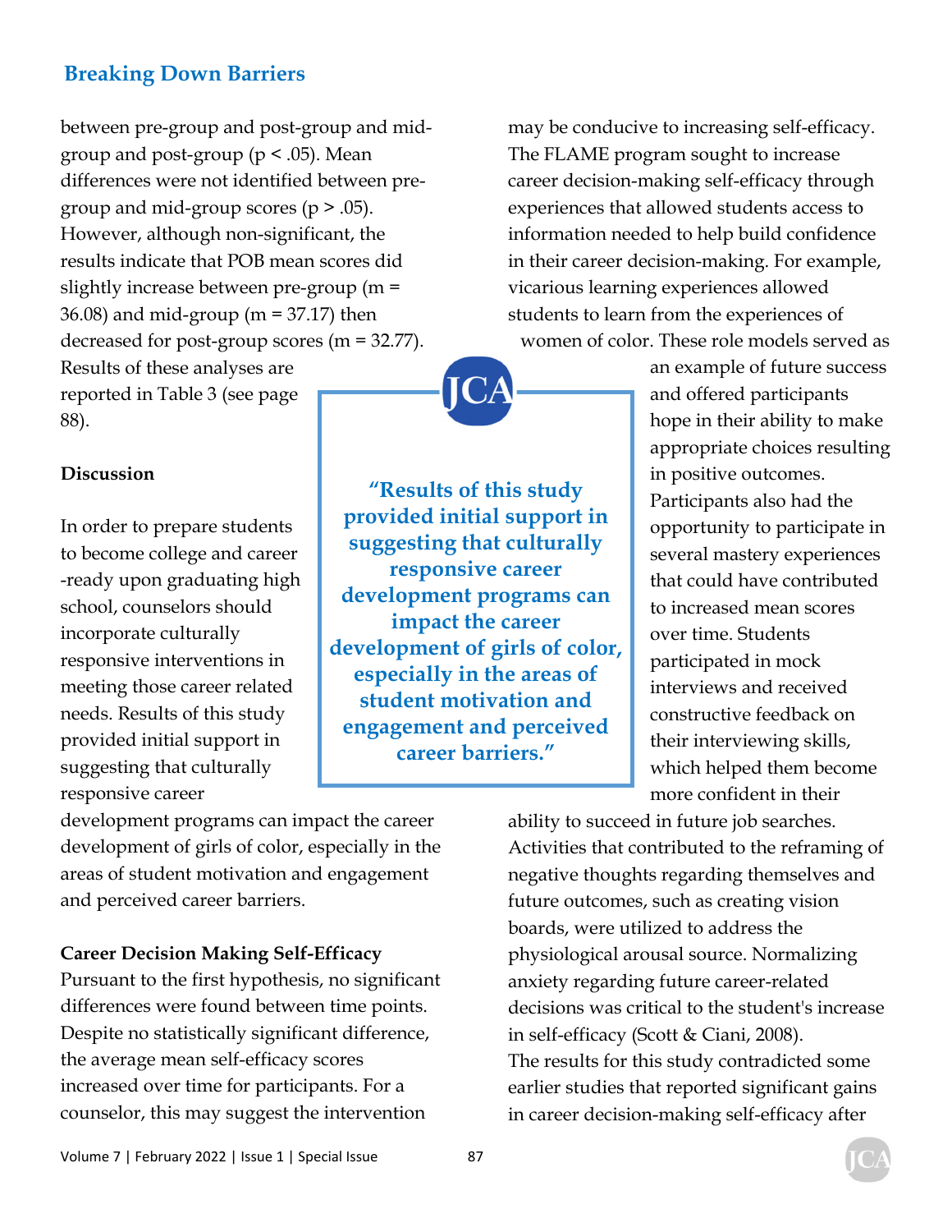between pre-group and post-group and mid-group and post-group ($p < .05$). Mean differences were not identified between pre-group and mid-group scores ($p > .05$). However, although non-significant, the results indicate that POB mean scores did slightly increase between pre-group ($m = 36.08$) and mid-group ($m = 37.17$) then decreased for post-group scores ($m = 32.77$). Results of these analyses are reported in Table 3 (see page 88).

## Discussion

In order to prepare students to become college and career-ready upon graduating high school, counselors should incorporate culturally responsive interventions in meeting those career related needs. Results of this study provided initial support in suggesting that culturally responsive career development programs can impact the career development of girls of color, especially in the areas of student motivation and engagement and perceived career barriers.

> **"Results of this study provided initial support in suggesting that culturally responsive career development programs can impact the career development of girls of color, especially in the areas of student motivation and engagement and perceived career barriers."**

### Career Decision Making Self-Efficacy

Pursuant to the first hypothesis, no significant differences were found between time points. Despite no statistically significant difference, the average mean self-efficacy scores increased over time for participants. For a counselor, this may suggest the intervention may be conducive to increasing self-efficacy. The FLAME program sought to increase career decision-making self-efficacy through experiences that allowed students access to information needed to help build confidence in their career decision-making. For example, vicarious learning experiences allowed students to learn from the experiences of women of color. These role models served as an example of future success and offered participants hope in their ability to make appropriate choices resulting in positive outcomes. Participants also had the opportunity to participate in several mastery experiences that could have contributed to increased mean scores over time. Students participated in mock interviews and received constructive feedback on their interviewing skills, which helped them become more confident in their ability to succeed in future job searches. Activities that contributed to the reframing of negative thoughts regarding themselves and future outcomes, such as creating vision boards, were utilized to address the physiological arousal source. Normalizing anxiety regarding future career-related decisions was critical to the student's increase in self-efficacy (Scott & Ciani, 2008).

The results for this study contradicted some earlier studies that reported significant gains in career decision-making self-efficacy after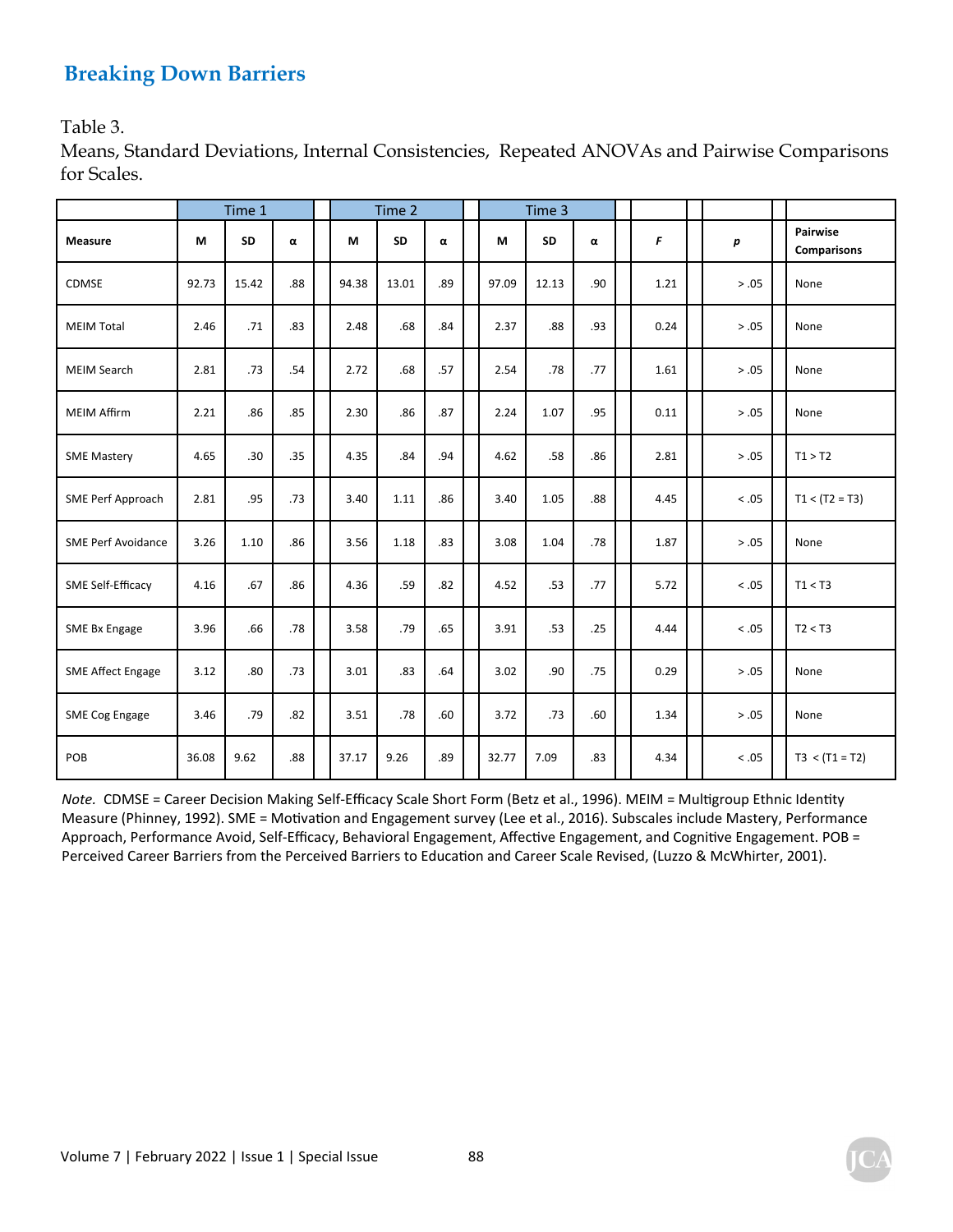Table 3.

Means, Standard Deviations, Internal Consistencies, Repeated ANOVAs and Pairwise Comparisons for Scales.

| | Time 1 | | | Time 2 | | | Time 3 | | | | | |
|---|---|---|---|---|---|---|---|---|---|---|---|---|
| **Measure** | **M** | **SD** | **α** | **M** | **SD** | **α** | **M** | **SD** | **α** | ***F*** | ***p*** | **Pairwise Comparisons** |
| CDMSE | 92.73 | 15.42 | .88 | 94.38 | 13.01 | .89 | 97.09 | 12.13 | .90 | 1.21 | > .05 | None |
| MEIM Total | 2.46 | .71 | .83 | 2.48 | .68 | .84 | 2.37 | .88 | .93 | 0.24 | > .05 | None |
| MEIM Search | 2.81 | .73 | .54 | 2.72 | .68 | .57 | 2.54 | .78 | .77 | 1.61 | > .05 | None |
| MEIM Affirm | 2.21 | .86 | .85 | 2.30 | .86 | .87 | 2.24 | 1.07 | .95 | 0.11 | > .05 | None |
| SME Mastery | 4.65 | .30 | .35 | 4.35 | .84 | .94 | 4.62 | .58 | .86 | 2.81 | > .05 | T1 > T2 |
| SME Perf Approach | 2.81 | .95 | .73 | 3.40 | 1.11 | .86 | 3.40 | 1.05 | .88 | 4.45 | < .05 | T1 < (T2 = T3) |
| SME Perf Avoidance | 3.26 | 1.10 | .86 | 3.56 | 1.18 | .83 | 3.08 | 1.04 | .78 | 1.87 | > .05 | None |
| SME Self-Efficacy | 4.16 | .67 | .86 | 4.36 | .59 | .82 | 4.52 | .53 | .77 | 5.72 | < .05 | T1 < T3 |
| SME Bx Engage | 3.96 | .66 | .78 | 3.58 | .79 | .65 | 3.91 | .53 | .25 | 4.44 | < .05 | T2 < T3 |
| SME Affect Engage | 3.12 | .80 | .73 | 3.01 | .83 | .64 | 3.02 | .90 | .75 | 0.29 | > .05 | None |
| SME Cog Engage | 3.46 | .79 | .82 | 3.51 | .78 | .60 | 3.72 | .73 | .60 | 1.34 | > .05 | None |
| POB | 36.08 | 9.62 | .88 | 37.17 | 9.26 | .89 | 32.77 | 7.09 | .83 | 4.34 | < .05 | T3 < (T1 = T2) |

*Note.* CDMSE = Career Decision Making Self-Efficacy Scale Short Form (Betz et al., 1996). MEIM = Multigroup Ethnic Identity Measure (Phinney, 1992). SME = Motivation and Engagement survey (Lee et al., 2016). Subscales include Mastery, Performance Approach, Performance Avoid, Self-Efficacy, Behavioral Engagement, Affective Engagement, and Cognitive Engagement. POB = Perceived Career Barriers from the Perceived Barriers to Education and Career Scale Revised, (Luzzo & McWhirter, 2001).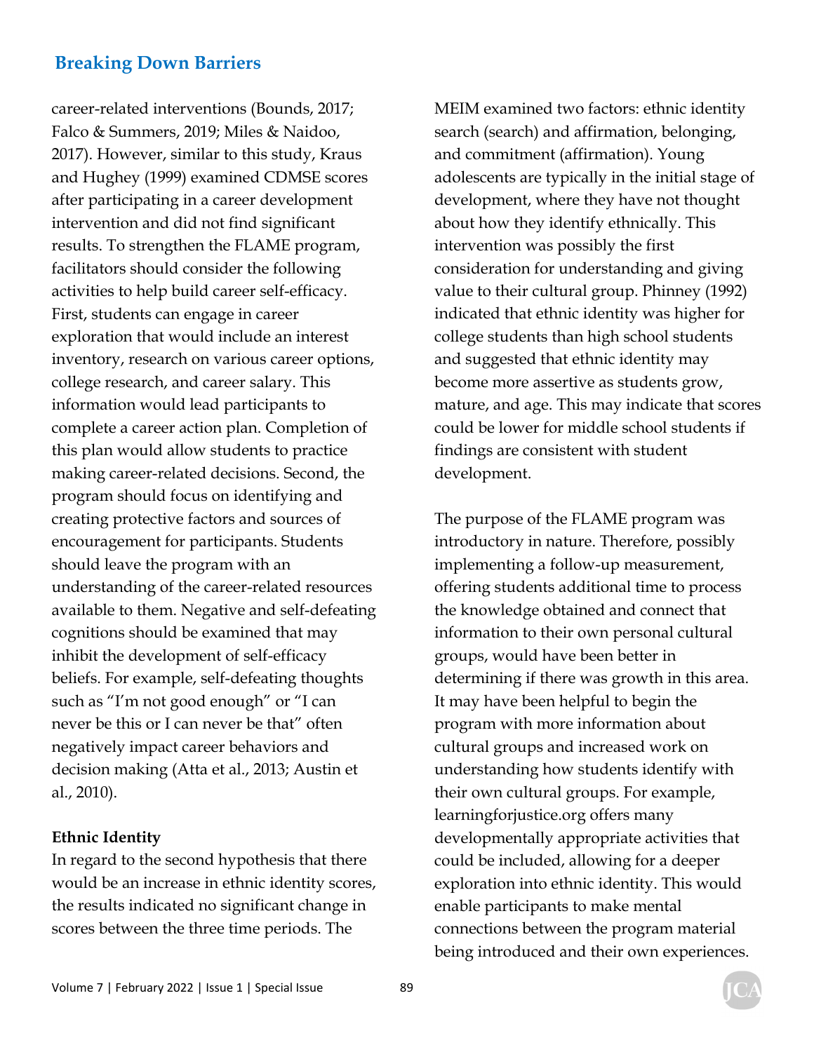career-related interventions (Bounds, 2017; Falco & Summers, 2019; Miles & Naidoo, 2017). However, similar to this study, Kraus and Hughey (1999) examined CDMSE scores after participating in a career development intervention and did not find significant results. To strengthen the FLAME program, facilitators should consider the following activities to help build career self-efficacy. First, students can engage in career exploration that would include an interest inventory, research on various career options, college research, and career salary. This information would lead participants to complete a career action plan. Completion of this plan would allow students to practice making career-related decisions. Second, the program should focus on identifying and creating protective factors and sources of encouragement for participants. Students should leave the program with an understanding of the career-related resources available to them. Negative and self-defeating cognitions should be examined that may inhibit the development of self-efficacy beliefs. For example, self-defeating thoughts such as "I'm not good enough" or "I can never be this or I can never be that" often negatively impact career behaviors and decision making (Atta et al., 2013; Austin et al., 2010).

### Ethnic Identity

In regard to the second hypothesis that there would be an increase in ethnic identity scores, the results indicated no significant change in scores between the three time periods. The MEIM examined two factors: ethnic identity search (search) and affirmation, belonging, and commitment (affirmation). Young adolescents are typically in the initial stage of development, where they have not thought about how they identify ethnically. This intervention was possibly the first consideration for understanding and giving value to their cultural group. Phinney (1992) indicated that ethnic identity was higher for college students than high school students and suggested that ethnic identity may become more assertive as students grow, mature, and age. This may indicate that scores could be lower for middle school students if findings are consistent with student development.

The purpose of the FLAME program was introductory in nature. Therefore, possibly implementing a follow-up measurement, offering students additional time to process the knowledge obtained and connect that information to their own personal cultural groups, would have been better in determining if there was growth in this area. It may have been helpful to begin the program with more information about cultural groups and increased work on understanding how students identify with their own cultural groups. For example, learningforjustice.org offers many developmentally appropriate activities that could be included, allowing for a deeper exploration into ethnic identity. This would enable participants to make mental connections between the program material being introduced and their own experiences.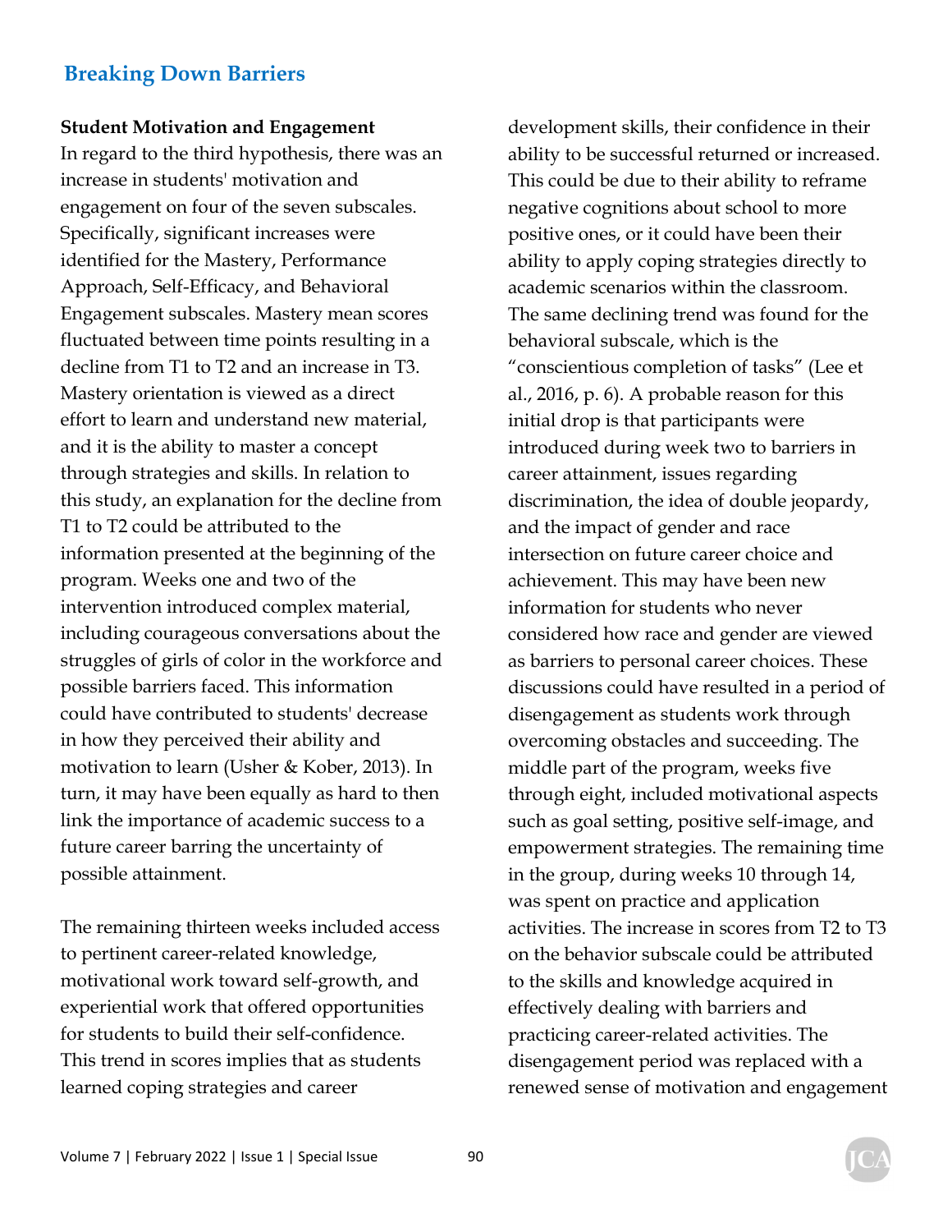### Student Motivation and Engagement

In regard to the third hypothesis, there was an increase in students' motivation and engagement on four of the seven subscales. Specifically, significant increases were identified for the Mastery, Performance Approach, Self-Efficacy, and Behavioral Engagement subscales. Mastery mean scores fluctuated between time points resulting in a decline from T1 to T2 and an increase in T3. Mastery orientation is viewed as a direct effort to learn and understand new material, and it is the ability to master a concept through strategies and skills. In relation to this study, an explanation for the decline from T1 to T2 could be attributed to the information presented at the beginning of the program. Weeks one and two of the intervention introduced complex material, including courageous conversations about the struggles of girls of color in the workforce and possible barriers faced. This information could have contributed to students' decrease in how they perceived their ability and motivation to learn (Usher & Kober, 2013). In turn, it may have been equally as hard to then link the importance of academic success to a future career barring the uncertainty of possible attainment.

The remaining thirteen weeks included access to pertinent career-related knowledge, motivational work toward self-growth, and experiential work that offered opportunities for students to build their self-confidence. This trend in scores implies that as students learned coping strategies and career development skills, their confidence in their ability to be successful returned or increased. This could be due to their ability to reframe negative cognitions about school to more positive ones, or it could have been their ability to apply coping strategies directly to academic scenarios within the classroom. The same declining trend was found for the behavioral subscale, which is the "conscientious completion of tasks" (Lee et al., 2016, p. 6). A probable reason for this initial drop is that participants were introduced during week two to barriers in career attainment, issues regarding discrimination, the idea of double jeopardy, and the impact of gender and race intersection on future career choice and achievement. This may have been new information for students who never considered how race and gender are viewed as barriers to personal career choices. These discussions could have resulted in a period of disengagement as students work through overcoming obstacles and succeeding. The middle part of the program, weeks five through eight, included motivational aspects such as goal setting, positive self-image, and empowerment strategies. The remaining time in the group, during weeks 10 through 14, was spent on practice and application activities. The increase in scores from T2 to T3 on the behavior subscale could be attributed to the skills and knowledge acquired in effectively dealing with barriers and practicing career-related activities. The disengagement period was replaced with a renewed sense of motivation and engagement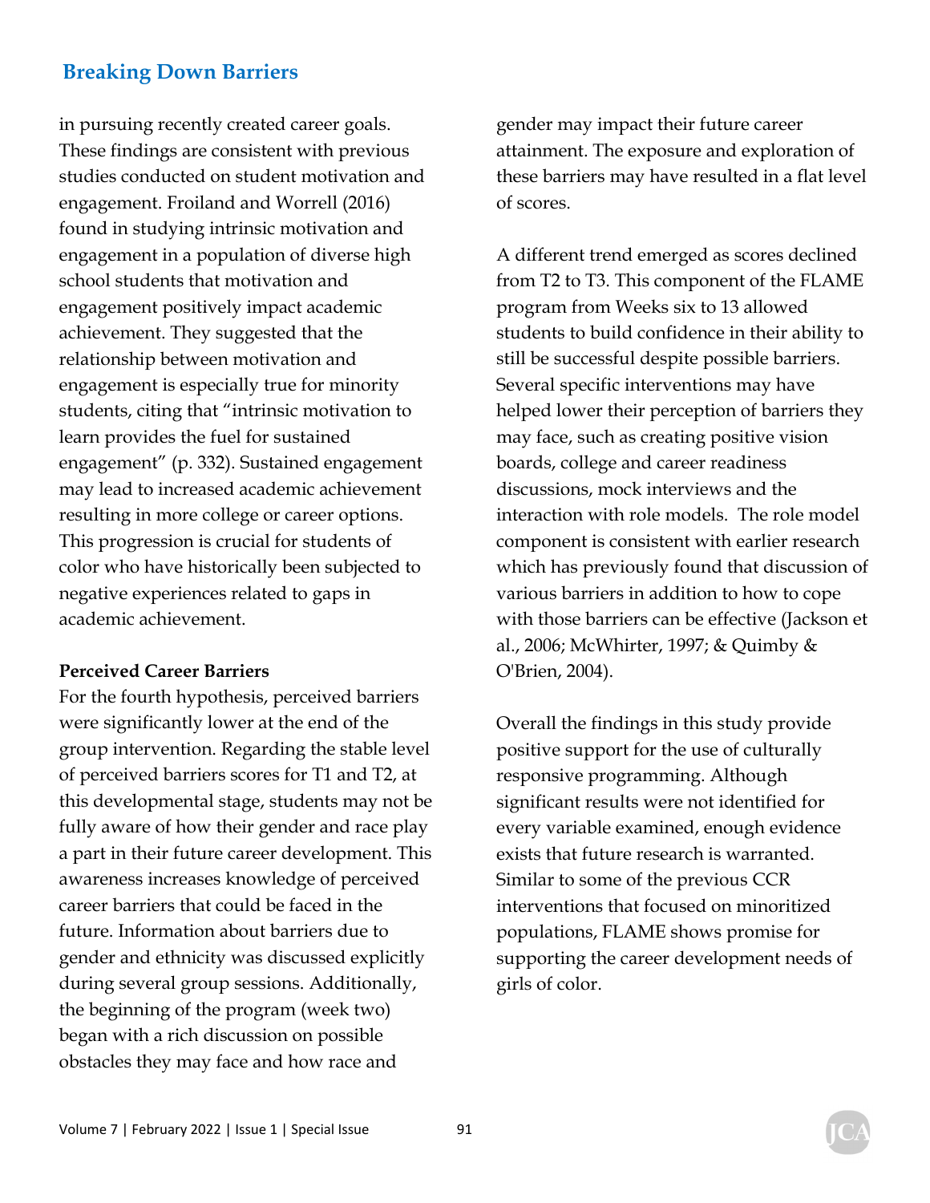in pursuing recently created career goals. These findings are consistent with previous studies conducted on student motivation and engagement. Froiland and Worrell (2016) found in studying intrinsic motivation and engagement in a population of diverse high school students that motivation and engagement positively impact academic achievement. They suggested that the relationship between motivation and engagement is especially true for minority students, citing that "intrinsic motivation to learn provides the fuel for sustained engagement" (p. 332). Sustained engagement may lead to increased academic achievement resulting in more college or career options. This progression is crucial for students of color who have historically been subjected to negative experiences related to gaps in academic achievement.

**Perceived Career Barriers**

For the fourth hypothesis, perceived barriers were significantly lower at the end of the group intervention. Regarding the stable level of perceived barriers scores for T1 and T2, at this developmental stage, students may not be fully aware of how their gender and race play a part in their future career development. This awareness increases knowledge of perceived career barriers that could be faced in the future. Information about barriers due to gender and ethnicity was discussed explicitly during several group sessions. Additionally, the beginning of the program (week two) began with a rich discussion on possible obstacles they may face and how race and gender may impact their future career attainment. The exposure and exploration of these barriers may have resulted in a flat level of scores.

A different trend emerged as scores declined from T2 to T3. This component of the FLAME program from Weeks six to 13 allowed students to build confidence in their ability to still be successful despite possible barriers. Several specific interventions may have helped lower their perception of barriers they may face, such as creating positive vision boards, college and career readiness discussions, mock interviews and the interaction with role models. The role model component is consistent with earlier research which has previously found that discussion of various barriers in addition to how to cope with those barriers can be effective (Jackson et al., 2006; McWhirter, 1997; & Quimby & O'Brien, 2004).

Overall the findings in this study provide positive support for the use of culturally responsive programming. Although significant results were not identified for every variable examined, enough evidence exists that future research is warranted. Similar to some of the previous CCR interventions that focused on minoritized populations, FLAME shows promise for supporting the career development needs of girls of color.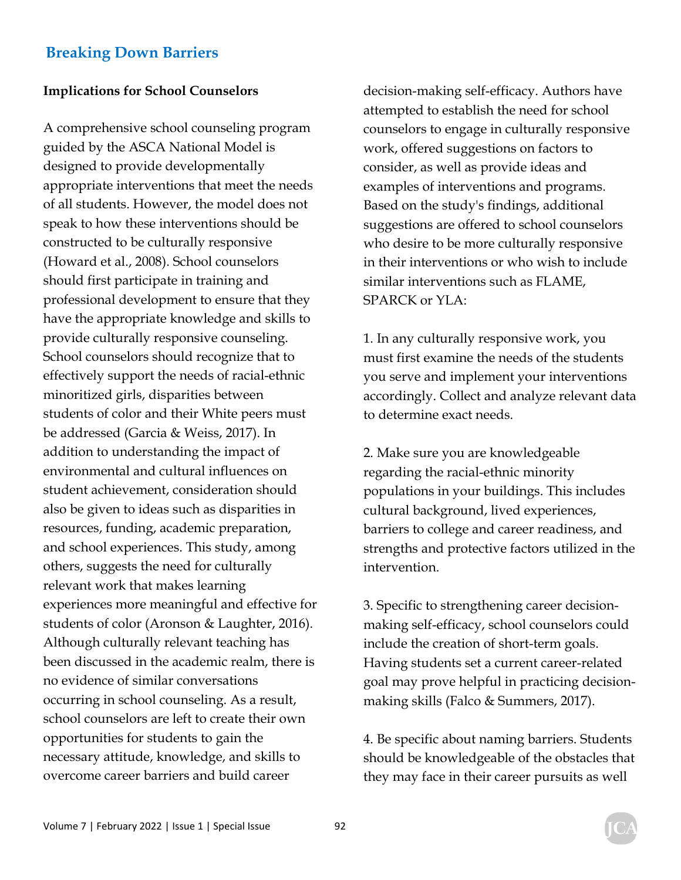### Implications for School Counselors

A comprehensive school counseling program guided by the ASCA National Model is designed to provide developmentally appropriate interventions that meet the needs of all students. However, the model does not speak to how these interventions should be constructed to be culturally responsive (Howard et al., 2008). School counselors should first participate in training and professional development to ensure that they have the appropriate knowledge and skills to provide culturally responsive counseling. School counselors should recognize that to effectively support the needs of racial-ethnic minoritized girls, disparities between students of color and their White peers must be addressed (Garcia & Weiss, 2017). In addition to understanding the impact of environmental and cultural influences on student achievement, consideration should also be given to ideas such as disparities in resources, funding, academic preparation, and school experiences. This study, among others, suggests the need for culturally relevant work that makes learning experiences more meaningful and effective for students of color (Aronson & Laughter, 2016). Although culturally relevant teaching has been discussed in the academic realm, there is no evidence of similar conversations occurring in school counseling. As a result, school counselors are left to create their own opportunities for students to gain the necessary attitude, knowledge, and skills to overcome career barriers and build career decision-making self-efficacy. Authors have attempted to establish the need for school counselors to engage in culturally responsive work, offered suggestions on factors to consider, as well as provide ideas and examples of interventions and programs. Based on the study's findings, additional suggestions are offered to school counselors who desire to be more culturally responsive in their interventions or who wish to include similar interventions such as FLAME, SPARCK or YLA:

1. In any culturally responsive work, you must first examine the needs of the students you serve and implement your interventions accordingly. Collect and analyze relevant data to determine exact needs.

2. Make sure you are knowledgeable regarding the racial-ethnic minority populations in your buildings. This includes cultural background, lived experiences, barriers to college and career readiness, and strengths and protective factors utilized in the intervention.

3. Specific to strengthening career decision-making self-efficacy, school counselors could include the creation of short-term goals. Having students set a current career-related goal may prove helpful in practicing decision-making skills (Falco & Summers, 2017).

4. Be specific about naming barriers. Students should be knowledgeable of the obstacles that they may face in their career pursuits as well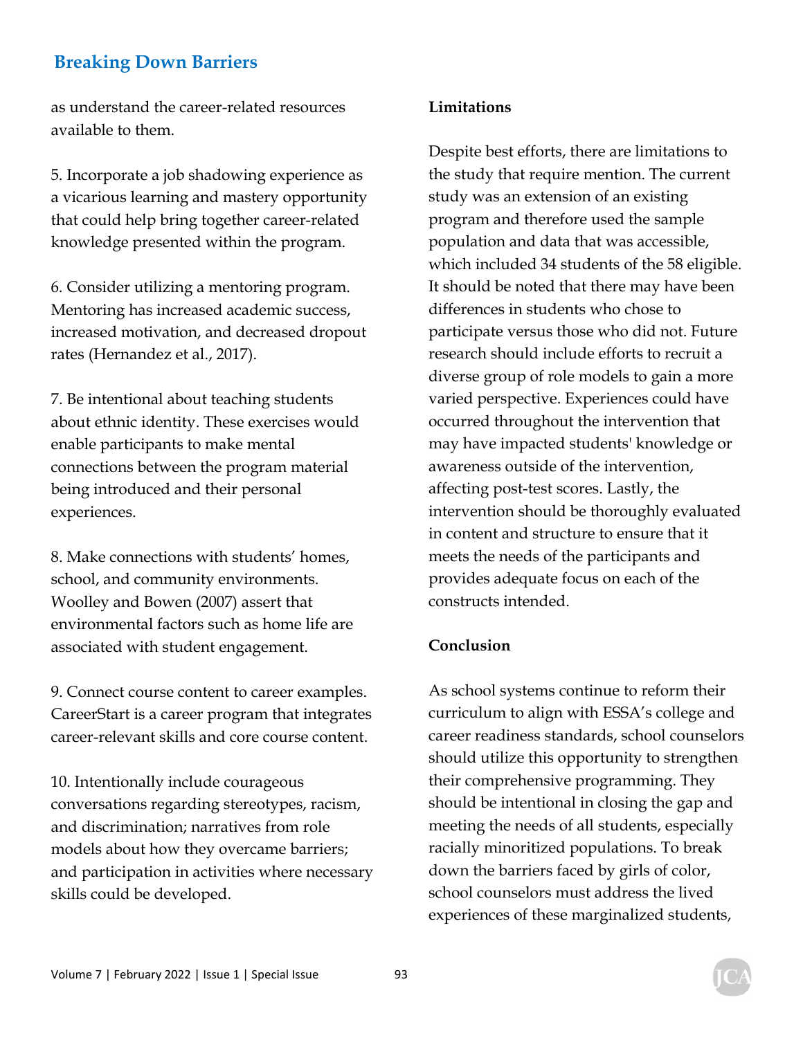as understand the career-related resources available to them.

5. Incorporate a job shadowing experience as a vicarious learning and mastery opportunity that could help bring together career-related knowledge presented within the program.

6. Consider utilizing a mentoring program. Mentoring has increased academic success, increased motivation, and decreased dropout rates (Hernandez et al., 2017).

7. Be intentional about teaching students about ethnic identity. These exercises would enable participants to make mental connections between the program material being introduced and their personal experiences.

8. Make connections with students' homes, school, and community environments. Woolley and Bowen (2007) assert that environmental factors such as home life are associated with student engagement.

9. Connect course content to career examples. CareerStart is a career program that integrates career-relevant skills and core course content.

10. Intentionally include courageous conversations regarding stereotypes, racism, and discrimination; narratives from role models about how they overcame barriers; and participation in activities where necessary skills could be developed.

**Limitations**

Despite best efforts, there are limitations to the study that require mention. The current study was an extension of an existing program and therefore used the sample population and data that was accessible, which included 34 students of the 58 eligible. It should be noted that there may have been differences in students who chose to participate versus those who did not. Future research should include efforts to recruit a diverse group of role models to gain a more varied perspective. Experiences could have occurred throughout the intervention that may have impacted students' knowledge or awareness outside of the intervention, affecting post-test scores. Lastly, the intervention should be thoroughly evaluated in content and structure to ensure that it meets the needs of the participants and provides adequate focus on each of the constructs intended.

**Conclusion**

As school systems continue to reform their curriculum to align with ESSA's college and career readiness standards, school counselors should utilize this opportunity to strengthen their comprehensive programming. They should be intentional in closing the gap and meeting the needs of all students, especially racially minoritized populations. To break down the barriers faced by girls of color, school counselors must address the lived experiences of these marginalized students,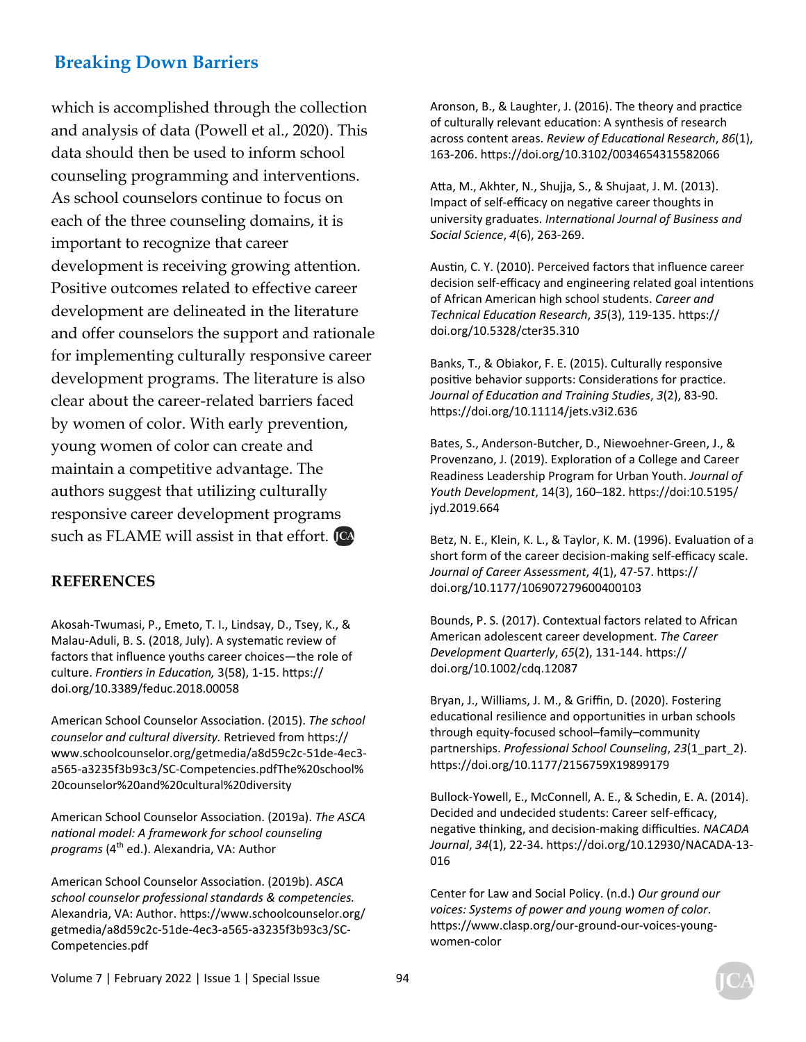which is accomplished through the collection and analysis of data (Powell et al., 2020). This data should then be used to inform school counseling programming and interventions. As school counselors continue to focus on each of the three counseling domains, it is important to recognize that career development is receiving growing attention. Positive outcomes related to effective career development are delineated in the literature and offer counselors the support and rationale for implementing culturally responsive career development programs. The literature is also clear about the career-related barriers faced by women of color. With early prevention, young women of color can create and maintain a competitive advantage. The authors suggest that utilizing culturally responsive career development programs such as FLAME will assist in that effort.

## REFERENCES

Akosah-Twumasi, P., Emeto, T. I., Lindsay, D., Tsey, K., & Malau-Aduli, B. S. (2018, July). A systematic review of factors that influence youths career choices—the role of culture. *Frontiers in Education,* 3(58), 1-15. https://doi.org/10.3389/feduc.2018.00058

American School Counselor Association. (2015). *The school counselor and cultural diversity.* Retrieved from https://www.schoolcounselor.org/getmedia/a8d59c2c-51de-4ec3-a565-a3235f3b93c3/SC-Competencies.pdfThe%20school%20counselor%20and%20cultural%20diversity

American School Counselor Association. (2019a). *The ASCA national model: A framework for school counseling programs* (4th ed.). Alexandria, VA: Author

American School Counselor Association. (2019b). *ASCA school counselor professional standards & competencies.* Alexandria, VA: Author. https://www.schoolcounselor.org/getmedia/a8d59c2c-51de-4ec3-a565-a3235f3b93c3/SC-Competencies.pdf

Aronson, B., & Laughter, J. (2016). The theory and practice of culturally relevant education: A synthesis of research across content areas. *Review of Educational Research*, *86*(1), 163-206. https://doi.org/10.3102/0034654315582066

Atta, M., Akhter, N., Shujja, S., & Shujaat, J. M. (2013). Impact of self-efficacy on negative career thoughts in university graduates. *International Journal of Business and Social Science*, *4*(6), 263-269.

Austin, C. Y. (2010). Perceived factors that influence career decision self-efficacy and engineering related goal intentions of African American high school students. *Career and Technical Education Research*, *35*(3), 119-135. https://doi.org/10.5328/cter35.310

Banks, T., & Obiakor, F. E. (2015). Culturally responsive positive behavior supports: Considerations for practice. *Journal of Education and Training Studies*, *3*(2), 83-90. https://doi.org/10.11114/jets.v3i2.636

Bates, S., Anderson-Butcher, D., Niewoehner-Green, J., & Provenzano, J. (2019). Exploration of a College and Career Readiness Leadership Program for Urban Youth. *Journal of Youth Development*, 14(3), 160–182. https://doi:10.5195/jyd.2019.664

Betz, N. E., Klein, K. L., & Taylor, K. M. (1996). Evaluation of a short form of the career decision-making self-efficacy scale. *Journal of Career Assessment*, *4*(1), 47-57. https://doi.org/10.1177/106907279600400103

Bounds, P. S. (2017). Contextual factors related to African American adolescent career development. *The Career Development Quarterly*, *65*(2), 131-144. https://doi.org/10.1002/cdq.12087

Bryan, J., Williams, J. M., & Griffin, D. (2020). Fostering educational resilience and opportunities in urban schools through equity-focused school–family–community partnerships. *Professional School Counseling*, *23*(1_part_2). https://doi.org/10.1177/2156759X19899179

Bullock-Yowell, E., McConnell, A. E., & Schedin, E. A. (2014). Decided and undecided students: Career self-efficacy, negative thinking, and decision-making difficulties. *NACADA Journal*, *34*(1), 22-34. https://doi.org/10.12930/NACADA-13-016

Center for Law and Social Policy. (n.d.) *Our ground our voices: Systems of power and young women of color*. https://www.clasp.org/our-ground-our-voices-young-women-color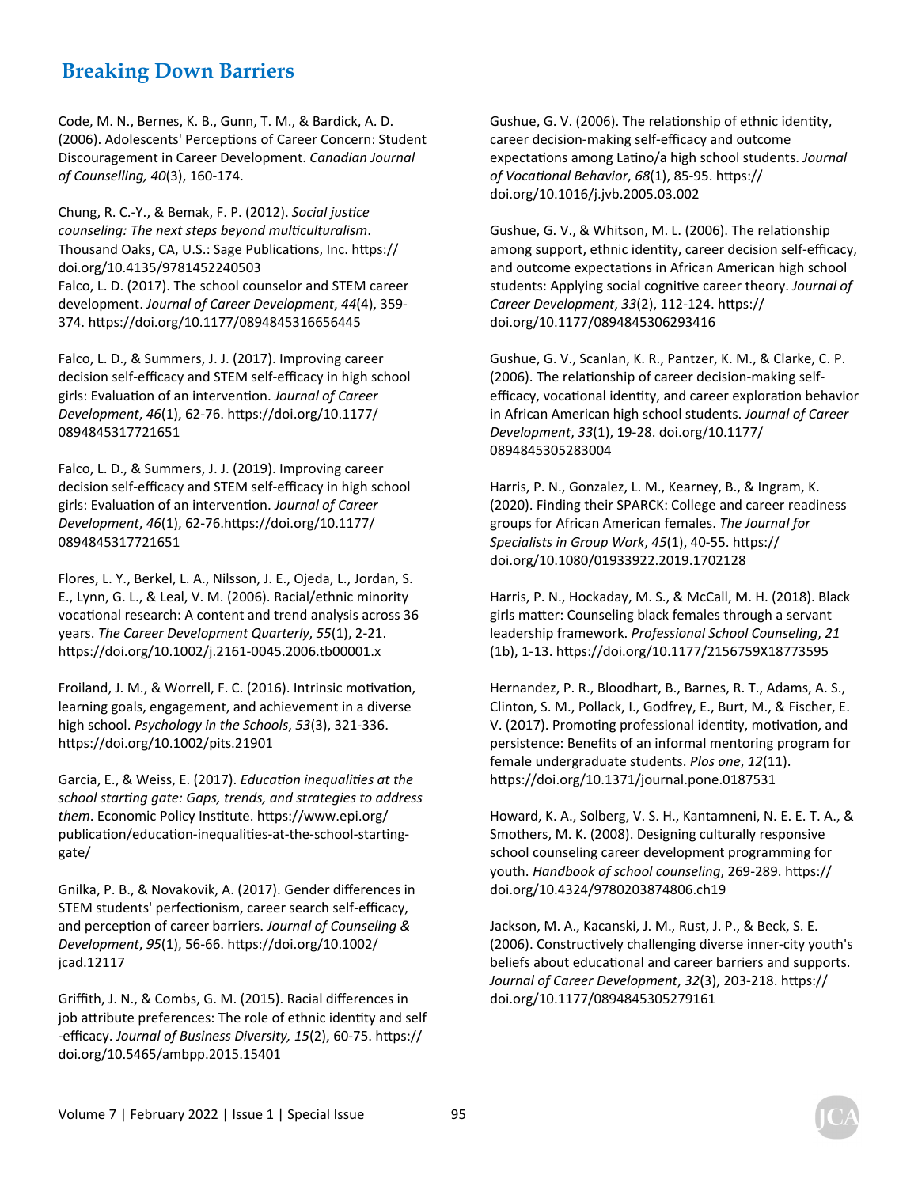Code, M. N., Bernes, K. B., Gunn, T. M., & Bardick, A. D. (2006). Adolescents' Perceptions of Career Concern: Student Discouragement in Career Development. *Canadian Journal of Counselling, 40*(3), 160-174.

Chung, R. C.-Y., & Bemak, F. P. (2012). *Social justice counseling: The next steps beyond multiculturalism*. Thousand Oaks, CA, U.S.: Sage Publications, Inc. https://doi.org/10.4135/9781452240503

Falco, L. D. (2017). The school counselor and STEM career development. *Journal of Career Development*, *44*(4), 359-374. https://doi.org/10.1177/0894845316656445

Falco, L. D., & Summers, J. J. (2017). Improving career decision self-efficacy and STEM self-efficacy in high school girls: Evaluation of an intervention. *Journal of Career Development*, *46*(1), 62-76. https://doi.org/10.1177/0894845317721651

Falco, L. D., & Summers, J. J. (2019). Improving career decision self-efficacy and STEM self-efficacy in high school girls: Evaluation of an intervention. *Journal of Career Development*, *46*(1), 62-76.https://doi.org/10.1177/0894845317721651

Flores, L. Y., Berkel, L. A., Nilsson, J. E., Ojeda, L., Jordan, S. E., Lynn, G. L., & Leal, V. M. (2006). Racial/ethnic minority vocational research: A content and trend analysis across 36 years. *The Career Development Quarterly*, *55*(1), 2-21. https://doi.org/10.1002/j.2161-0045.2006.tb00001.x

Froiland, J. M., & Worrell, F. C. (2016). Intrinsic motivation, learning goals, engagement, and achievement in a diverse high school. *Psychology in the Schools*, *53*(3), 321-336. https://doi.org/10.1002/pits.21901

Garcia, E., & Weiss, E. (2017). *Education inequalities at the school starting gate: Gaps, trends, and strategies to address them*. Economic Policy Institute. https://www.epi.org/publication/education-inequalities-at-the-school-starting-gate/

Gnilka, P. B., & Novakovik, A. (2017). Gender differences in STEM students' perfectionism, career search self-efficacy, and perception of career barriers. *Journal of Counseling & Development*, *95*(1), 56-66. https://doi.org/10.1002/jcad.12117

Griffith, J. N., & Combs, G. M. (2015). Racial differences in job attribute preferences: The role of ethnic identity and self-efficacy. *Journal of Business Diversity, 15*(2), 60-75. https://doi.org/10.5465/ambpp.2015.15401

Gushue, G. V. (2006). The relationship of ethnic identity, career decision-making self-efficacy and outcome expectations among Latino/a high school students. *Journal of Vocational Behavior*, *68*(1), 85-95. https://doi.org/10.1016/j.jvb.2005.03.002

Gushue, G. V., & Whitson, M. L. (2006). The relationship among support, ethnic identity, career decision self-efficacy, and outcome expectations in African American high school students: Applying social cognitive career theory. *Journal of Career Development*, *33*(2), 112-124. https://doi.org/10.1177/0894845306293416

Gushue, G. V., Scanlan, K. R., Pantzer, K. M., & Clarke, C. P. (2006). The relationship of career decision-making self-efficacy, vocational identity, and career exploration behavior in African American high school students. *Journal of Career Development*, *33*(1), 19-28. doi.org/10.1177/0894845305283004

Harris, P. N., Gonzalez, L. M., Kearney, B., & Ingram, K. (2020). Finding their SPARCK: College and career readiness groups for African American females. *The Journal for Specialists in Group Work*, *45*(1), 40-55. https://doi.org/10.1080/01933922.2019.1702128

Harris, P. N., Hockaday, M. S., & McCall, M. H. (2018). Black girls matter: Counseling black females through a servant leadership framework. *Professional School Counseling*, *21* (1b), 1-13. https://doi.org/10.1177/2156759X18773595

Hernandez, P. R., Bloodhart, B., Barnes, R. T., Adams, A. S., Clinton, S. M., Pollack, I., Godfrey, E., Burt, M., & Fischer, E. V. (2017). Promoting professional identity, motivation, and persistence: Benefits of an informal mentoring program for female undergraduate students. *Plos one*, *12*(11). https://doi.org/10.1371/journal.pone.0187531

Howard, K. A., Solberg, V. S. H., Kantamneni, N. E. E. T. A., & Smothers, M. K. (2008). Designing culturally responsive school counseling career development programming for youth. *Handbook of school counseling*, 269-289. https://doi.org/10.4324/9780203874806.ch19

Jackson, M. A., Kacanski, J. M., Rust, J. P., & Beck, S. E. (2006). Constructively challenging diverse inner-city youth's beliefs about educational and career barriers and supports. *Journal of Career Development*, *32*(3), 203-218. https://doi.org/10.1177/0894845305279161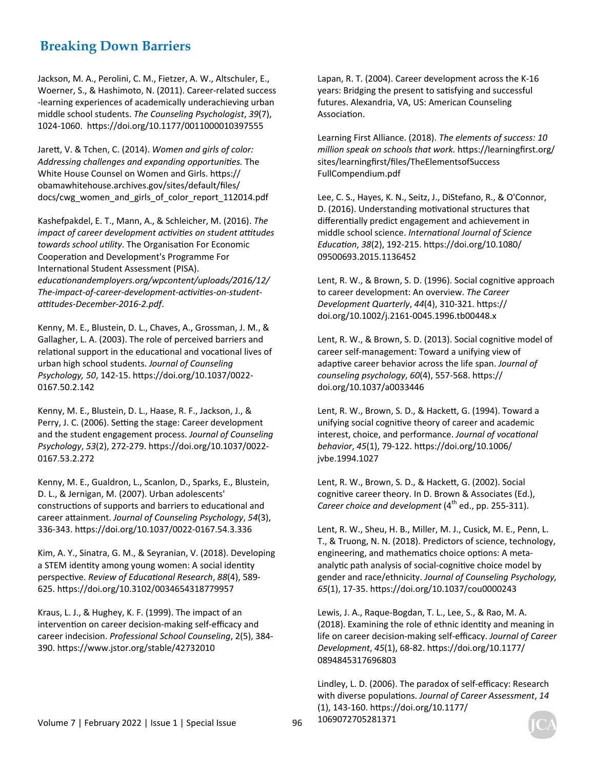Jackson, M. A., Perolini, C. M., Fietzer, A. W., Altschuler, E., Woerner, S., & Hashimoto, N. (2011). Career-related success -learning experiences of academically underachieving urban middle school students. *The Counseling Psychologist*, *39*(7), 1024-1060. https://doi.org/10.1177/0011000010397555

Jarett, V. & Tchen, C. (2014). *Women and girls of color: Addressing challenges and expanding opportunities.* The White House Counsel on Women and Girls. https://obamawhitehouse.archives.gov/sites/default/files/docs/cwg_women_and_girls_of_color_report_112014.pdf

Kashefpakdel, E. T., Mann, A., & Schleicher, M. (2016). *The impact of career development activities on student attitudes towards school utility*. The Organisation For Economic Cooperation and Development's Programme For International Student Assessment (PISA). *educationandemployers.org/wpcontent/uploads/2016/12/The-impact-of-career-development-activities-on-student-attitudes-December-2016-2.pdf*.

Kenny, M. E., Blustein, D. L., Chaves, A., Grossman, J. M., & Gallagher, L. A. (2003). The role of perceived barriers and relational support in the educational and vocational lives of urban high school students. *Journal of Counseling Psychology, 50*, 142-15. https://doi.org/10.1037/0022-0167.50.2.142

Kenny, M. E., Blustein, D. L., Haase, R. F., Jackson, J., & Perry, J. C. (2006). Setting the stage: Career development and the student engagement process. *Journal of Counseling Psychology*, *53*(2), 272-279. https://doi.org/10.1037/0022-0167.53.2.272

Kenny, M. E., Gualdron, L., Scanlon, D., Sparks, E., Blustein, D. L., & Jernigan, M. (2007). Urban adolescents' constructions of supports and barriers to educational and career attainment. *Journal of Counseling Psychology*, *54*(3), 336-343. https://doi.org/10.1037/0022-0167.54.3.336

Kim, A. Y., Sinatra, G. M., & Seyranian, V. (2018). Developing a STEM identity among young women: A social identity perspective. *Review of Educational Research*, *88*(4), 589-625. https://doi.org/10.3102/0034654318779957

Kraus, L. J., & Hughey, K. F. (1999). The impact of an intervention on career decision-making self-efficacy and career indecision. *Professional School Counseling*, 2(5), 384-390. https://www.jstor.org/stable/42732010

Lapan, R. T. (2004). Career development across the K-16 years: Bridging the present to satisfying and successful futures. Alexandria, VA, US: American Counseling Association.

Learning First Alliance. (2018). *The elements of success: 10 million speak on schools that work.* https://learningfirst.org/sites/learningfirst/files/TheElementsofSuccess FullCompendium.pdf

Lee, C. S., Hayes, K. N., Seitz, J., DiStefano, R., & O'Connor, D. (2016). Understanding motivational structures that differentially predict engagement and achievement in middle school science. *International Journal of Science Education*, *38*(2), 192-215. https://doi.org/10.1080/09500693.2015.1136452

Lent, R. W., & Brown, S. D. (1996). Social cognitive approach to career development: An overview. *The Career Development Quarterly*, *44*(4), 310-321. https://doi.org/10.1002/j.2161-0045.1996.tb00448.x

Lent, R. W., & Brown, S. D. (2013). Social cognitive model of career self-management: Toward a unifying view of adaptive career behavior across the life span. *Journal of counseling psychology*, *60*(4), 557-568. https://doi.org/10.1037/a0033446

Lent, R. W., Brown, S. D., & Hackett, G. (1994). Toward a unifying social cognitive theory of career and academic interest, choice, and performance. *Journal of vocational behavior*, *45*(1), 79-122. https://doi.org/10.1006/jvbe.1994.1027

Lent, R. W., Brown, S. D., & Hackett, G. (2002). Social cognitive career theory. In D. Brown & Associates (Ed.), *Career choice and development* (4th ed., pp. 255-311).

Lent, R. W., Sheu, H. B., Miller, M. J., Cusick, M. E., Penn, L. T., & Truong, N. N. (2018). Predictors of science, technology, engineering, and mathematics choice options: A meta-analytic path analysis of social-cognitive choice model by gender and race/ethnicity. *Journal of Counseling Psychology, 65*(1), 17-35. https://doi.org/10.1037/cou0000243

Lewis, J. A., Raque-Bogdan, T. L., Lee, S., & Rao, M. A. (2018). Examining the role of ethnic identity and meaning in life on career decision-making self-efficacy. *Journal of Career Development*, *45*(1), 68-82. https://doi.org/10.1177/0894845317696803

Lindley, L. D. (2006). The paradox of self-efficacy: Research with diverse populations. *Journal of Career Assessment*, *14* (1), 143-160. https://doi.org/10.1177/1069072705281371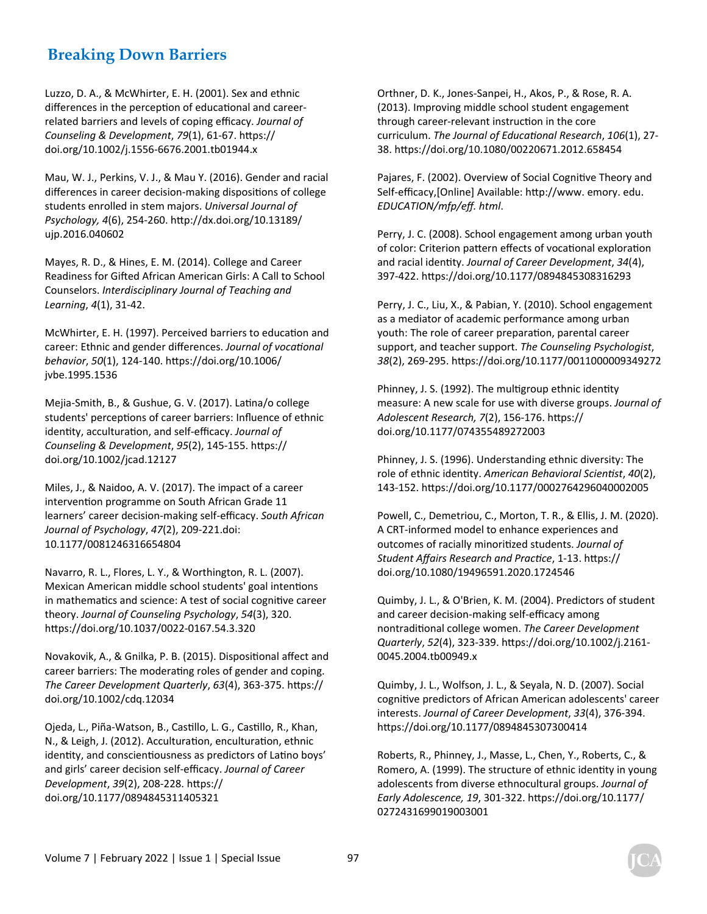Luzzo, D. A., & McWhirter, E. H. (2001). Sex and ethnic differences in the perception of educational and career-related barriers and levels of coping efficacy. *Journal of Counseling & Development*, *79*(1), 61-67. https://doi.org/10.1002/j.1556-6676.2001.tb01944.x

Mau, W. J., Perkins, V. J., & Mau Y. (2016). Gender and racial differences in career decision-making dispositions of college students enrolled in stem majors. *Universal Journal of Psychology, 4*(6), 254-260. http://dx.doi.org/10.13189/ujp.2016.040602

Mayes, R. D., & Hines, E. M. (2014). College and Career Readiness for Gifted African American Girls: A Call to School Counselors. *Interdisciplinary Journal of Teaching and Learning*, *4*(1), 31-42.

McWhirter, E. H. (1997). Perceived barriers to education and career: Ethnic and gender differences. *Journal of vocational behavior*, *50*(1), 124-140. https://doi.org/10.1006/jvbe.1995.1536

Mejia-Smith, B., & Gushue, G. V. (2017). Latina/o college students' perceptions of career barriers: Influence of ethnic identity, acculturation, and self-efficacy. *Journal of Counseling & Development*, *95*(2), 145-155. https://doi.org/10.1002/jcad.12127

Miles, J., & Naidoo, A. V. (2017). The impact of a career intervention programme on South African Grade 11 learners' career decision-making self-efficacy. *South African Journal of Psychology*, *47*(2), 209-221.doi: 10.1177/0081246316654804

Navarro, R. L., Flores, L. Y., & Worthington, R. L. (2007). Mexican American middle school students' goal intentions in mathematics and science: A test of social cognitive career theory. *Journal of Counseling Psychology*, *54*(3), 320. https://doi.org/10.1037/0022-0167.54.3.320

Novakovik, A., & Gnilka, P. B. (2015). Dispositional affect and career barriers: The moderating roles of gender and coping. *The Career Development Quarterly*, *63*(4), 363-375. https://doi.org/10.1002/cdq.12034

Ojeda, L., Piña-Watson, B., Castillo, L. G., Castillo, R., Khan, N., & Leigh, J. (2012). Acculturation, enculturation, ethnic identity, and conscientiousness as predictors of Latino boys' and girls' career decision self-efficacy. *Journal of Career Development*, *39*(2), 208-228. https://doi.org/10.1177/0894845311405321

Orthner, D. K., Jones-Sanpei, H., Akos, P., & Rose, R. A. (2013). Improving middle school student engagement through career-relevant instruction in the core curriculum. *The Journal of Educational Research*, *106*(1), 27-38. https://doi.org/10.1080/00220671.2012.658454

Pajares, F. (2002). Overview of Social Cognitive Theory and Self-efficacy,[Online] Available: http://www. emory. edu. *EDUCATION/mfp/eff. html*.

Perry, J. C. (2008). School engagement among urban youth of color: Criterion pattern effects of vocational exploration and racial identity. *Journal of Career Development*, *34*(4), 397-422. https://doi.org/10.1177/0894845308316293

Perry, J. C., Liu, X., & Pabian, Y. (2010). School engagement as a mediator of academic performance among urban youth: The role of career preparation, parental career support, and teacher support. *The Counseling Psychologist*, *38*(2), 269-295. https://doi.org/10.1177/0011000009349272

Phinney, J. S. (1992). The multigroup ethnic identity measure: A new scale for use with diverse groups. *Journal of Adolescent Research, 7*(2), 156-176. https://doi.org/10.1177/074355489272003

Phinney, J. S. (1996). Understanding ethnic diversity: The role of ethnic identity. *American Behavioral Scientist*, *40*(2), 143-152. https://doi.org/10.1177/0002764296040002005

Powell, C., Demetriou, C., Morton, T. R., & Ellis, J. M. (2020). A CRT-informed model to enhance experiences and outcomes of racially minoritized students. *Journal of Student Affairs Research and Practice*, 1-13. https://doi.org/10.1080/19496591.2020.1724546

Quimby, J. L., & O'Brien, K. M. (2004). Predictors of student and career decision-making self-efficacy among nontraditional college women. *The Career Development Quarterly*, *52*(4), 323-339. https://doi.org/10.1002/j.2161-0045.2004.tb00949.x

Quimby, J. L., Wolfson, J. L., & Seyala, N. D. (2007). Social cognitive predictors of African American adolescents' career interests. *Journal of Career Development*, *33*(4), 376-394. https://doi.org/10.1177/0894845307300414

Roberts, R., Phinney, J., Masse, L., Chen, Y., Roberts, C., & Romero, A. (1999). The structure of ethnic identity in young adolescents from diverse ethnocultural groups. *Journal of Early Adolescence, 19*, 301-322. https://doi.org/10.1177/0272431699019003001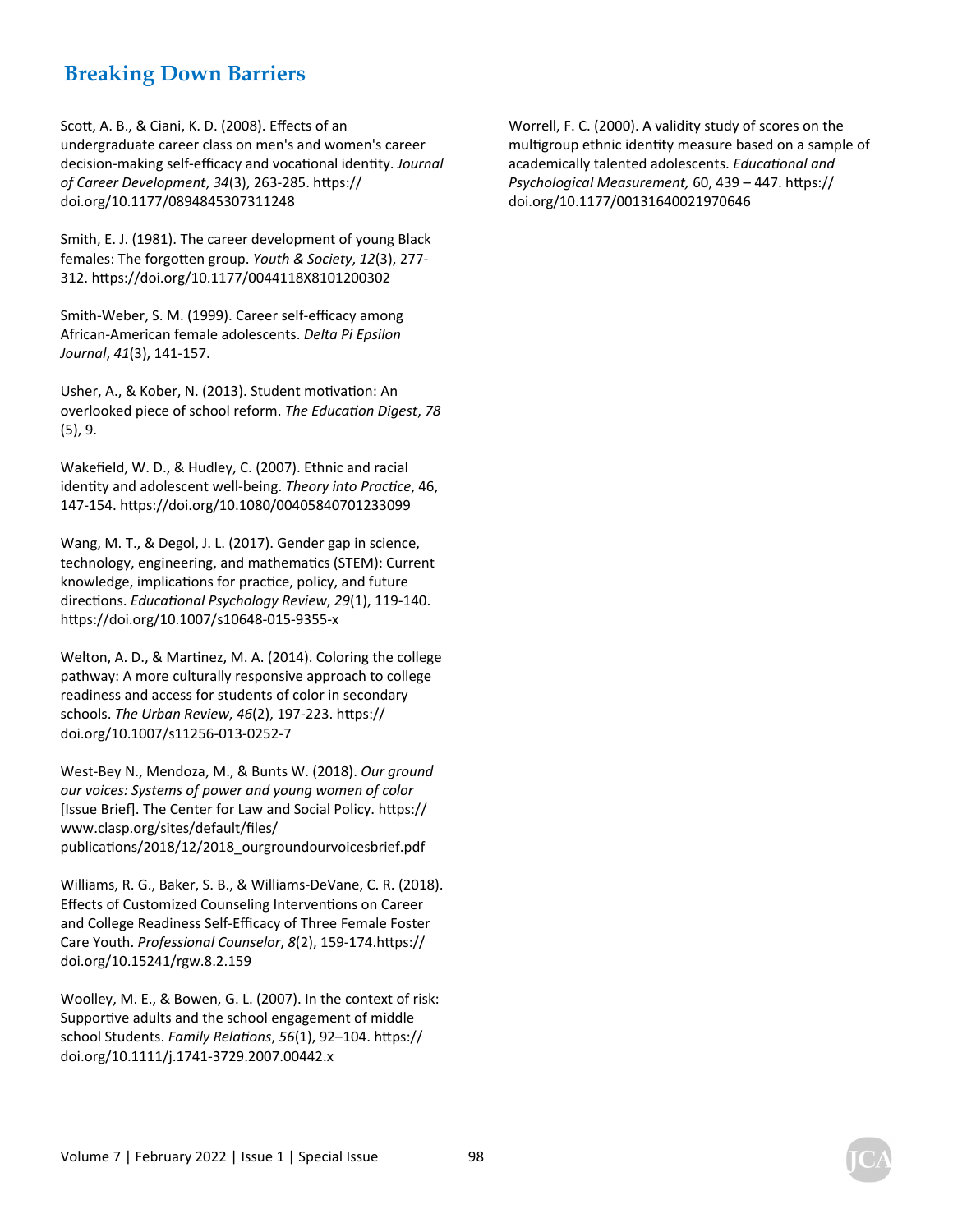Scott, A. B., & Ciani, K. D. (2008). Effects of an undergraduate career class on men's and women's career decision-making self-efficacy and vocational identity. *Journal of Career Development*, *34*(3), 263-285. https://doi.org/10.1177/0894845307311248

Smith, E. J. (1981). The career development of young Black females: The forgotten group. *Youth & Society*, *12*(3), 277-312. https://doi.org/10.1177/0044118X8101200302

Smith-Weber, S. M. (1999). Career self-efficacy among African-American female adolescents. *Delta Pi Epsilon Journal*, *41*(3), 141-157.

Usher, A., & Kober, N. (2013). Student motivation: An overlooked piece of school reform. *The Education Digest*, *78* (5), 9.

Wakefield, W. D., & Hudley, C. (2007). Ethnic and racial identity and adolescent well-being. *Theory into Practice*, 46, 147-154. https://doi.org/10.1080/00405840701233099

Wang, M. T., & Degol, J. L. (2017). Gender gap in science, technology, engineering, and mathematics (STEM): Current knowledge, implications for practice, policy, and future directions. *Educational Psychology Review*, *29*(1), 119-140. https://doi.org/10.1007/s10648-015-9355-x

Welton, A. D., & Martinez, M. A. (2014). Coloring the college pathway: A more culturally responsive approach to college readiness and access for students of color in secondary schools. *The Urban Review*, *46*(2), 197-223. https://doi.org/10.1007/s11256-013-0252-7

West-Bey N., Mendoza, M., & Bunts W. (2018). *Our ground our voices: Systems of power and young women of color* [Issue Brief]. The Center for Law and Social Policy. https://www.clasp.org/sites/default/files/publications/2018/12/2018_ourgroundourvoicesbrief.pdf

Williams, R. G., Baker, S. B., & Williams-DeVane, C. R. (2018). Effects of Customized Counseling Interventions on Career and College Readiness Self-Efficacy of Three Female Foster Care Youth. *Professional Counselor*, *8*(2), 159-174.https://doi.org/10.15241/rgw.8.2.159

Woolley, M. E., & Bowen, G. L. (2007). In the context of risk: Supportive adults and the school engagement of middle school Students. *Family Relations*, *56*(1), 92–104. https://doi.org/10.1111/j.1741-3729.2007.00442.x

Worrell, F. C. (2000). A validity study of scores on the multigroup ethnic identity measure based on a sample of academically talented adolescents. *Educational and Psychological Measurement,* 60, 439 – 447. https://doi.org/10.1177/00131640021970646